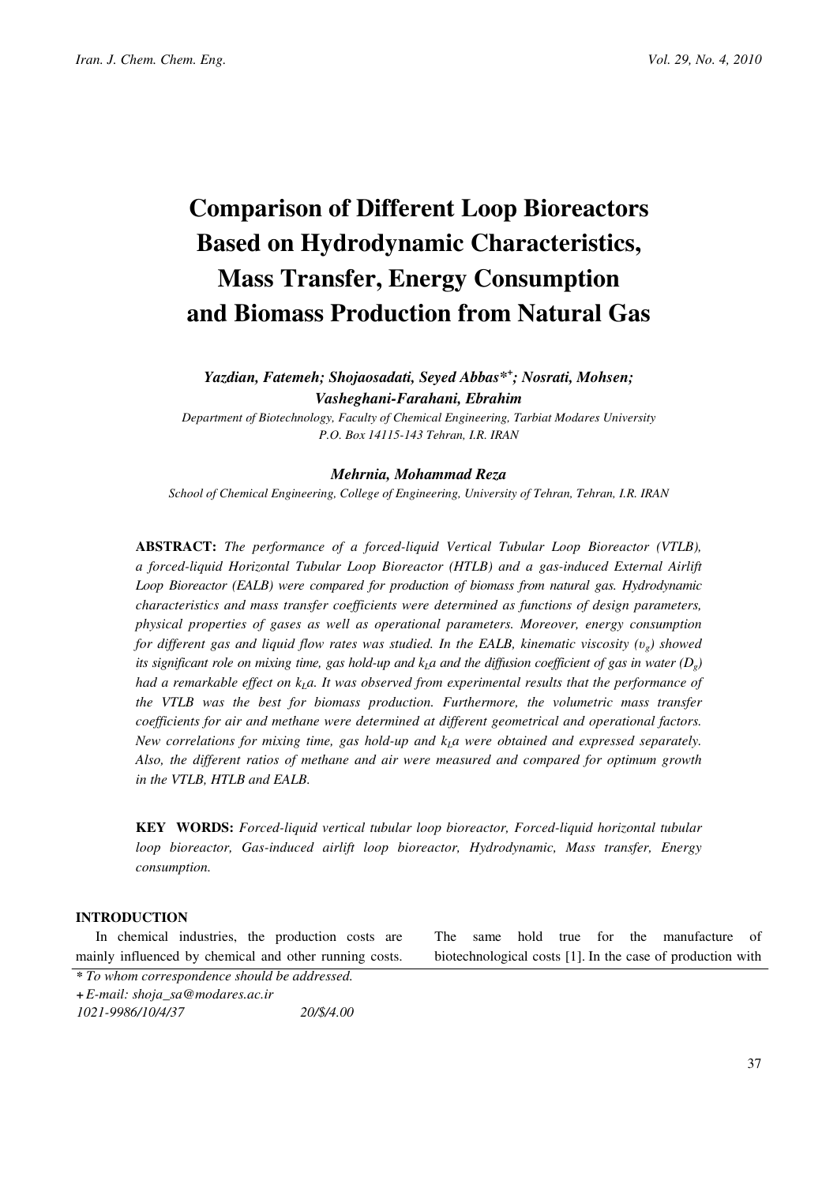# Comparison of Different Loop Bioreactors Based on Hydrodynamic Characteristics, Mass Transfer, Energy Consumption and Biomass Production from Natural Gas

***Yazdian, Fatemeh; Shojaosadati, Seyed Abbas\*+; Nosrati, Mohsen; Vasheghani-Farahani, Ebrahim***

*Department of Biotechnology, Faculty of Chemical Engineering, Tarbiat Modares University*
*P.O. Box 14115-143 Tehran, I.R. IRAN*

***Mehrnia, Mohammad Reza***

*School of Chemical Engineering, College of Engineering, University of Tehran, Tehran, I.R. IRAN*

**ABSTRACT:** *The performance of a forced-liquid Vertical Tubular Loop Bioreactor (VTLB), a forced-liquid Horizontal Tubular Loop Bioreactor (HTLB) and a gas-induced External Airlift Loop Bioreactor (EALB) were compared for production of biomass from natural gas. Hydrodynamic characteristics and mass transfer coefficients were determined as functions of design parameters, physical properties of gases as well as operational parameters. Moreover, energy consumption for different gas and liquid flow rates was studied. In the EALB, kinematic viscosity ($\upsilon_g$) showed its significant role on mixing time, gas hold-up and $k_La$ and the diffusion coefficient of gas in water ($D_g$) had a remarkable effect on $k_La$. It was observed from experimental results that the performance of the VTLB was the best for biomass production. Furthermore, the volumetric mass transfer coefficients for air and methane were determined at different geometrical and operational factors. New correlations for mixing time, gas hold-up and $k_La$ were obtained and expressed separately. Also, the different ratios of methane and air were measured and compared for optimum growth in the VTLB, HTLB and EALB.*

**KEY WORDS:** *Forced-liquid vertical tubular loop bioreactor, Forced-liquid horizontal tubular loop bioreactor, Gas-induced airlift loop bioreactor, Hydrodynamic, Mass transfer, Energy consumption.*

## INTRODUCTION

In chemical industries, the production costs are mainly influenced by chemical and other running costs. The same hold true for the manufacture of biotechnological costs [1]. In the case of production with

---

*\* To whom correspondence should be addressed.*
*+ E-mail: shoja_sa@modares.ac.ir*
*1021-9986/10/4/37 20/$/4.00*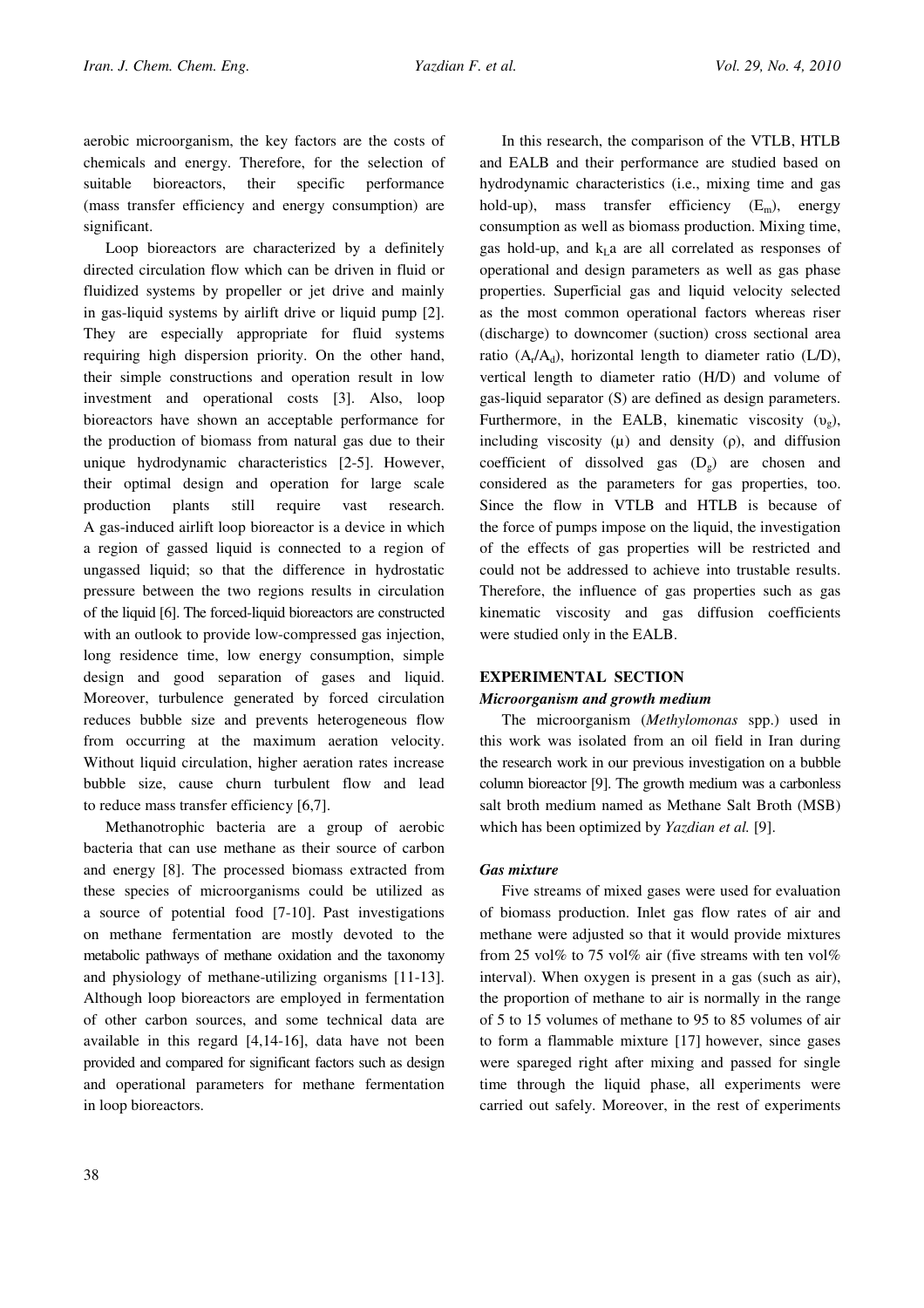aerobic microorganism, the key factors are the costs of chemicals and energy. Therefore, for the selection of suitable bioreactors, their specific performance (mass transfer efficiency and energy consumption) are significant.

Loop bioreactors are characterized by a definitely directed circulation flow which can be driven in fluid or fluidized systems by propeller or jet drive and mainly in gas-liquid systems by airlift drive or liquid pump [2]. They are especially appropriate for fluid systems requiring high dispersion priority. On the other hand, their simple constructions and operation result in low investment and operational costs [3]. Also, loop bioreactors have shown an acceptable performance for the production of biomass from natural gas due to their unique hydrodynamic characteristics [2-5]. However, their optimal design and operation for large scale production plants still require vast research. A gas-induced airlift loop bioreactor is a device in which a region of gassed liquid is connected to a region of ungassed liquid; so that the difference in hydrostatic pressure between the two regions results in circulation of the liquid [6]. The forced-liquid bioreactors are constructed with an outlook to provide low-compressed gas injection, long residence time, low energy consumption, simple design and good separation of gases and liquid. Moreover, turbulence generated by forced circulation reduces bubble size and prevents heterogeneous flow from occurring at the maximum aeration velocity. Without liquid circulation, higher aeration rates increase bubble size, cause churn turbulent flow and lead to reduce mass transfer efficiency [6,7].

Methanotrophic bacteria are a group of aerobic bacteria that can use methane as their source of carbon and energy [8]. The processed biomass extracted from these species of microorganisms could be utilized as a source of potential food [7-10]. Past investigations on methane fermentation are mostly devoted to the metabolic pathways of methane oxidation and the taxonomy and physiology of methane-utilizing organisms [11-13]. Although loop bioreactors are employed in fermentation of other carbon sources, and some technical data are available in this regard [4,14-16], data have not been provided and compared for significant factors such as design and operational parameters for methane fermentation in loop bioreactors.

In this research, the comparison of the VTLB, HTLB and EALB and their performance are studied based on hydrodynamic characteristics (i.e., mixing time and gas hold-up), mass transfer efficiency ($E_m$), energy consumption as well as biomass production. Mixing time, gas hold-up, and $k_La$ are all correlated as responses of operational and design parameters as well as gas phase properties. Superficial gas and liquid velocity selected as the most common operational factors whereas riser (discharge) to downcomer (suction) cross sectional area ratio ($A_r/A_d$), horizontal length to diameter ratio (L/D), vertical length to diameter ratio (H/D) and volume of gas-liquid separator (S) are defined as design parameters. Furthermore, in the EALB, kinematic viscosity ($\upsilon_g$), including viscosity ($\mu$) and density ($\rho$), and diffusion coefficient of dissolved gas ($D_g$) are chosen and considered as the parameters for gas properties, too. Since the flow in VTLB and HTLB is because of the force of pumps impose on the liquid, the investigation of the effects of gas properties will be restricted and could not be addressed to achieve into trustable results. Therefore, the influence of gas properties such as gas kinematic viscosity and gas diffusion coefficients were studied only in the EALB.

## EXPERIMENTAL SECTION

### *Microorganism and growth medium*

The microorganism (*Methylomonas* spp.) used in this work was isolated from an oil field in Iran during the research work in our previous investigation on a bubble column bioreactor [9]. The growth medium was a carbonless salt broth medium named as Methane Salt Broth (MSB) which has been optimized by *Yazdian et al.* [9].

### *Gas mixture*

Five streams of mixed gases were used for evaluation of biomass production. Inlet gas flow rates of air and methane were adjusted so that it would provide mixtures from 25 vol% to 75 vol% air (five streams with ten vol% interval). When oxygen is present in a gas (such as air), the proportion of methane to air is normally in the range of 5 to 15 volumes of methane to 95 to 85 volumes of air to form a flammable mixture [17] however, since gases were spareged right after mixing and passed for single time through the liquid phase, all experiments were carried out safely. Moreover, in the rest of experiments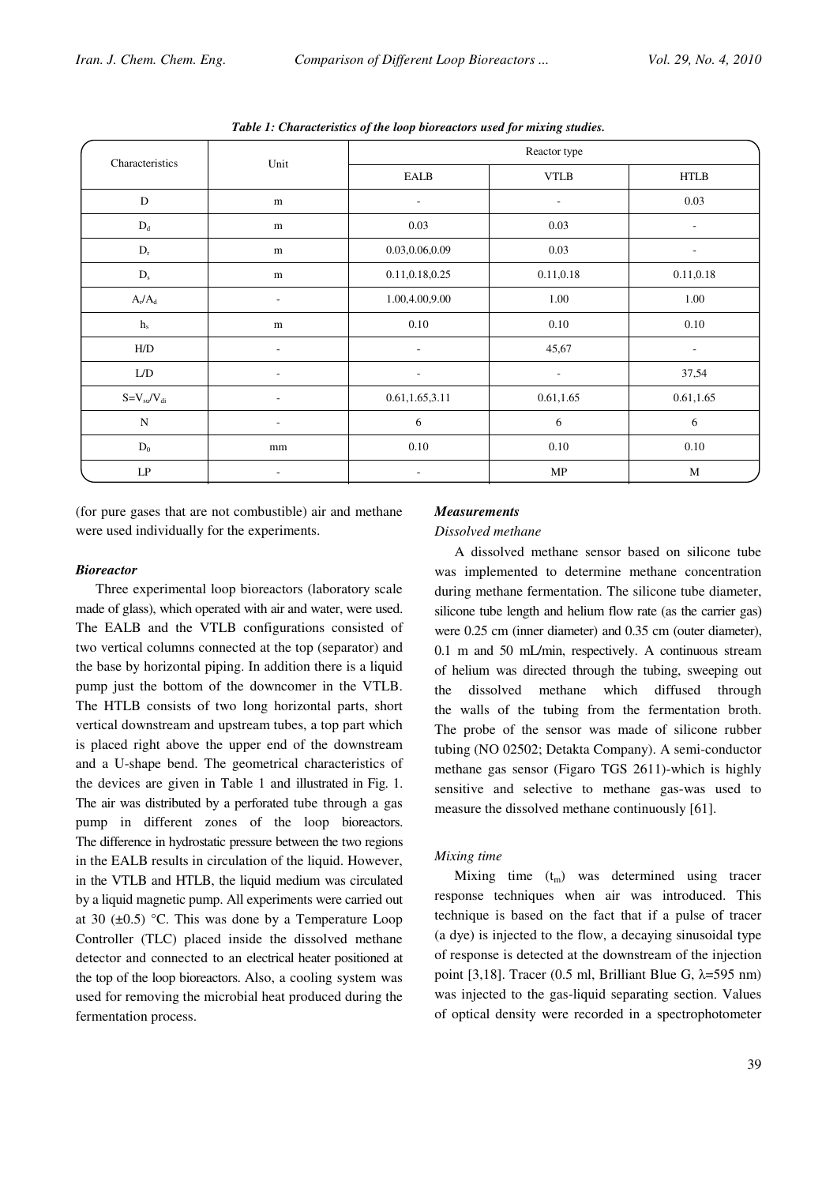*Table 1: Characteristics of the loop bioreactors used for mixing studies.*

| Characteristics | Unit | Reactor type | | |
|---|---|---|---|---|
| | | EALB | VTLB | HTLB |
| $D$ | m | - | - | 0.03 |
| $D_d$ | m | 0.03 | 0.03 | - |
| $D_r$ | m | 0.03,0.06,0.09 | 0.03 | - |
| $D_s$ | m | 0.11,0.18,0.25 | 0.11,0.18 | 0.11,0.18 |
| $A_r/A_d$ | - | 1.00,4.00,9.00 | 1.00 | 1.00 |
| $h_s$ | m | 0.10 | 0.10 | 0.10 |
| H/D | - | - | 45,67 | - |
| L/D | - | - | - | 37,54 |
| $S=V_{su}/V_{di}$ | - | 0.61,1.65,3.11 | 0.61,1.65 | 0.61,1.65 |
| N | - | 6 | 6 | 6 |
| $D_0$ | mm | 0.10 | 0.10 | 0.10 |
| LP | - | - | MP | M |

(for pure gases that are not combustible) air and methane were used individually for the experiments.

### *Bioreactor*

Three experimental loop bioreactors (laboratory scale made of glass), which operated with air and water, were used. The EALB and the VTLB configurations consisted of two vertical columns connected at the top (separator) and the base by horizontal piping. In addition there is a liquid pump just the bottom of the downcomer in the VTLB. The HTLB consists of two long horizontal parts, short vertical downstream and upstream tubes, a top part which is placed right above the upper end of the downstream and a U-shape bend. The geometrical characteristics of the devices are given in Table 1 and illustrated in Fig. 1. The air was distributed by a perforated tube through a gas pump in different zones of the loop bioreactors. The difference in hydrostatic pressure between the two regions in the EALB results in circulation of the liquid. However, in the VTLB and HTLB, the liquid medium was circulated by a liquid magnetic pump. All experiments were carried out at 30 (±0.5) °C. This was done by a Temperature Loop Controller (TLC) placed inside the dissolved methane detector and connected to an electrical heater positioned at the top of the loop bioreactors. Also, a cooling system was used for removing the microbial heat produced during the fermentation process.

### *Measurements*

#### *Dissolved methane*

A dissolved methane sensor based on silicone tube was implemented to determine methane concentration during methane fermentation. The silicone tube diameter, silicone tube length and helium flow rate (as the carrier gas) were 0.25 cm (inner diameter) and 0.35 cm (outer diameter), 0.1 m and 50 mL/min, respectively. A continuous stream of helium was directed through the tubing, sweeping out the dissolved methane which diffused through the walls of the tubing from the fermentation broth. The probe of the sensor was made of silicone rubber tubing (NO 02502; Detakta Company). A semi-conductor methane gas sensor (Figaro TGS 2611)-which is highly sensitive and selective to methane gas-was used to measure the dissolved methane continuously [61].

#### *Mixing time*

Mixing time ($t_m$) was determined using tracer response techniques when air was introduced. This technique is based on the fact that if a pulse of tracer (a dye) is injected to the flow, a decaying sinusoidal type of response is detected at the downstream of the injection point [3,18]. Tracer (0.5 ml, Brilliant Blue G, $\lambda$=595 nm) was injected to the gas-liquid separating section. Values of optical density were recorded in a spectrophotometer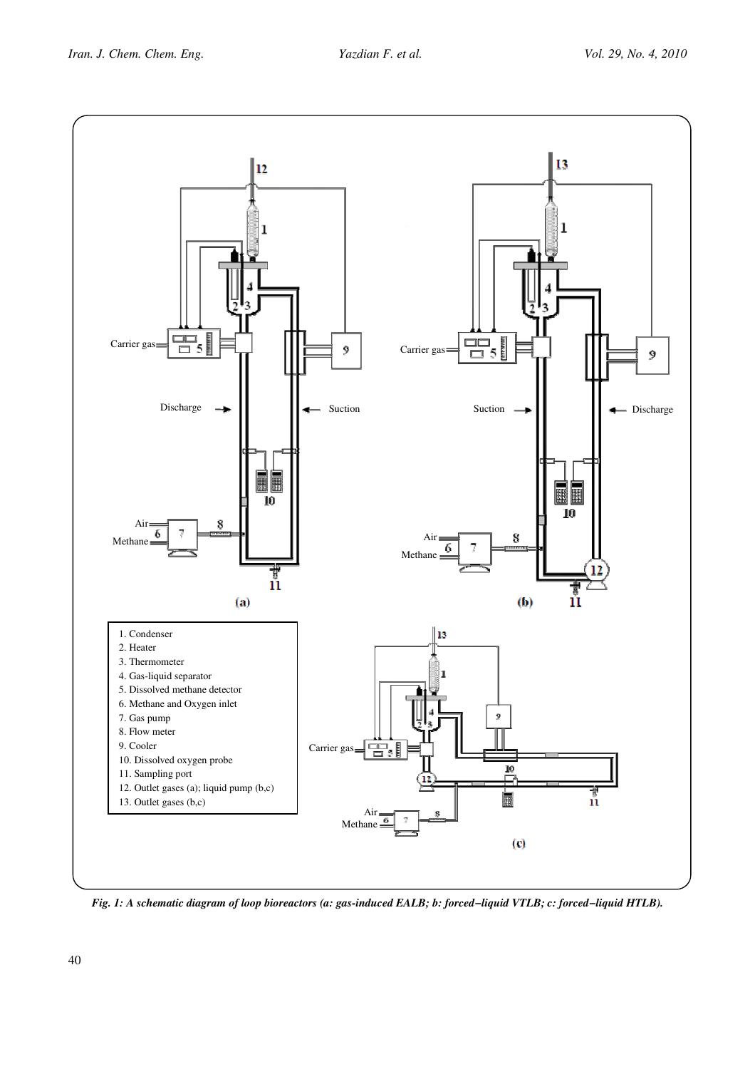1. Condenser
2. Heater
3. Thermometer
4. Gas-liquid separator
5. Dissolved methane detector
6. Methane and Oxygen inlet
7. Gas pump
8. Flow meter
9. Cooler
10. Dissolved oxygen probe
11. Sampling port
12. Outlet gases (a); liquid pump (b,c)
13. Outlet gases (b,c)

***Fig. 1: A schematic diagram of loop bioreactors (a: gas-induced EALB; b: forced−liquid VTLB; c: forced−liquid HTLB).***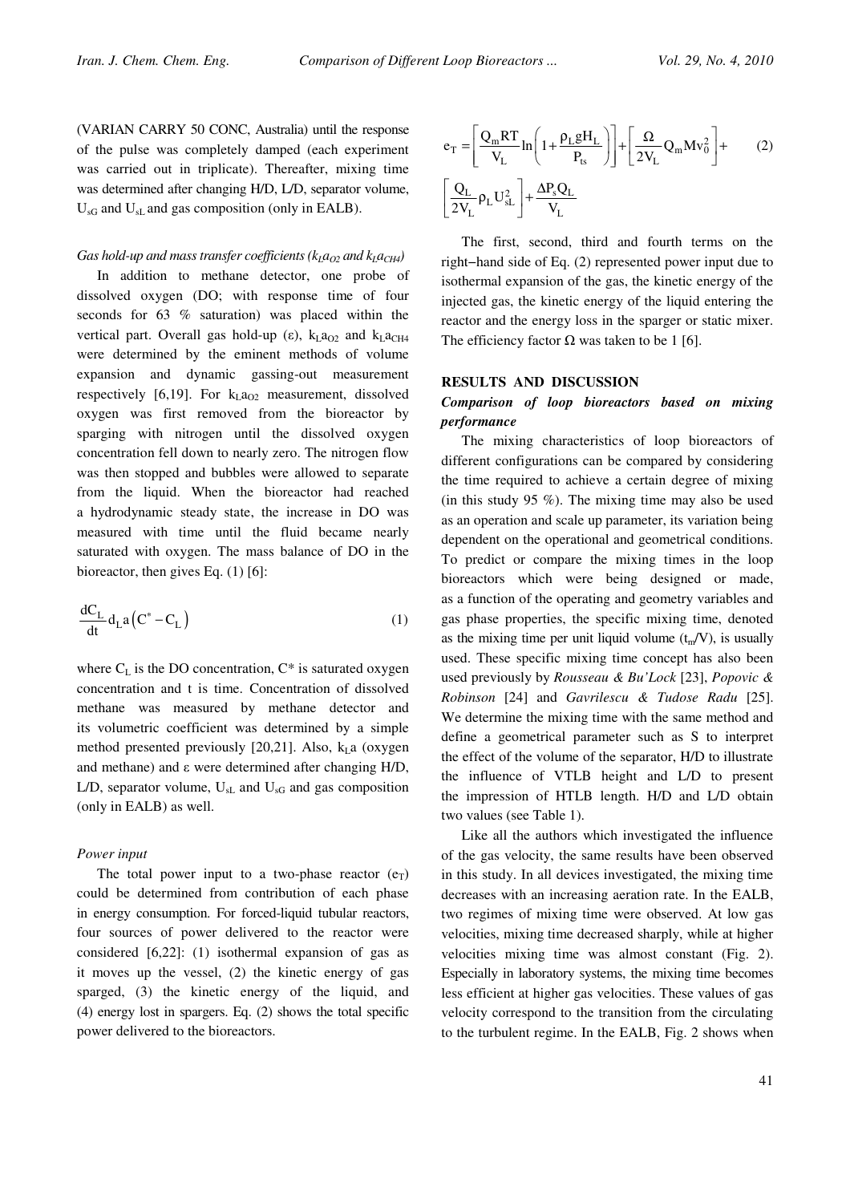(VARIAN CARRY 50 CONC, Australia) until the response of the pulse was completely damped (each experiment was carried out in triplicate). Thereafter, mixing time was determined after changing H/D, L/D, separator volume, $U_{sG}$ and $U_{sL}$ and gas composition (only in EALB).

*Gas hold-up and mass transfer coefficients ($k_La_{O2}$ and $k_La_{CH4}$)*

In addition to methane detector, one probe of dissolved oxygen (DO; with response time of four seconds for 63 % saturation) was placed within the vertical part. Overall gas hold-up (ε), $k_La_{O2}$ and $k_La_{CH4}$ were determined by the eminent methods of volume expansion and dynamic gassing-out measurement respectively [6,19]. For $k_La_{O2}$ measurement, dissolved oxygen was first removed from the bioreactor by sparging with nitrogen until the dissolved oxygen concentration fell down to nearly zero. The nitrogen flow was then stopped and bubbles were allowed to separate from the liquid. When the bioreactor had reached a hydrodynamic steady state, the increase in DO was measured with time until the fluid became nearly saturated with oxygen. The mass balance of DO in the bioreactor, then gives Eq. (1) [6]:

$$\frac{dC_L}{dt} d_L a\left(C^* - C_L\right) \tag{1}$$

where $C_L$ is the DO concentration, $C^*$ is saturated oxygen concentration and t is time. Concentration of dissolved methane was measured by methane detector and its volumetric coefficient was determined by a simple method presented previously [20,21]. Also, $k_La$ (oxygen and methane) and ε were determined after changing H/D, L/D, separator volume, $U_{sL}$ and $U_{sG}$ and gas composition (only in EALB) as well.

*Power input*

The total power input to a two-phase reactor ($e_T$) could be determined from contribution of each phase in energy consumption. For forced-liquid tubular reactors, four sources of power delivered to the reactor were considered [6,22]: (1) isothermal expansion of gas as it moves up the vessel, (2) the kinetic energy of gas sparged, (3) the kinetic energy of the liquid, and (4) energy lost in spargers. Eq. (2) shows the total specific power delivered to the bioreactors.

$$e_T = \left[\frac{Q_m RT}{V_L}\ln\left(1+\frac{\rho_L g H_L}{P_{ts}}\right)\right] + \left[\frac{\Omega}{2V_L}Q_m M v_0^2\right] + \left[\frac{Q_L}{2V_L}\rho_L U_{sL}^2\right] + \frac{\Delta P_s Q_L}{V_L} \tag{2}$$

The first, second, third and fourth terms on the right−hand side of Eq. (2) represented power input due to isothermal expansion of the gas, the kinetic energy of the injected gas, the kinetic energy of the liquid entering the reactor and the energy loss in the sparger or static mixer. The efficiency factor Ω was taken to be 1 [6].

## RESULTS AND DISCUSSION

### *Comparison of loop bioreactors based on mixing performance*

The mixing characteristics of loop bioreactors of different configurations can be compared by considering the time required to achieve a certain degree of mixing (in this study 95 %). The mixing time may also be used as an operation and scale up parameter, its variation being dependent on the operational and geometrical conditions. To predict or compare the mixing times in the loop bioreactors which were being designed or made, as a function of the operating and geometry variables and gas phase properties, the specific mixing time, denoted as the mixing time per unit liquid volume ($t_m$/V), is usually used. These specific mixing time concept has also been used previously by *Rousseau & Bu'Lock* [23], *Popovic & Robinson* [24] and *Gavrilescu & Tudose Radu* [25]. We determine the mixing time with the same method and define a geometrical parameter such as S to interpret the effect of the volume of the separator, H/D to illustrate the influence of VTLB height and L/D to present the impression of HTLB length. H/D and L/D obtain two values (see Table 1).

Like all the authors which investigated the influence of the gas velocity, the same results have been observed in this study. In all devices investigated, the mixing time decreases with an increasing aeration rate. In the EALB, two regimes of mixing time were observed. At low gas velocities, mixing time decreased sharply, while at higher velocities mixing time was almost constant (Fig. 2). Especially in laboratory systems, the mixing time becomes less efficient at higher gas velocities. These values of gas velocity correspond to the transition from the circulating to the turbulent regime. In the EALB, Fig. 2 shows when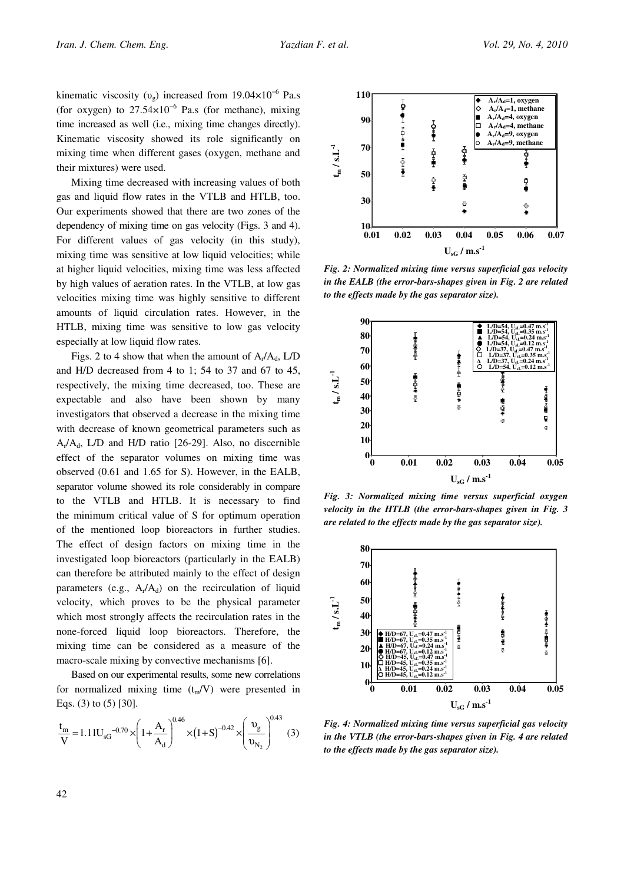kinematic viscosity ($\upsilon_g$) increased from $19.04\times10^{-6}$ Pa.s (for oxygen) to $27.54\times10^{-6}$ Pa.s (for methane), mixing time increased as well (i.e., mixing time changes directly). Kinematic viscosity showed its role significantly on mixing time when different gases (oxygen, methane and their mixtures) were used.

Mixing time decreased with increasing values of both gas and liquid flow rates in the VTLB and HTLB, too. Our experiments showed that there are two zones of the dependency of mixing time on gas velocity (Figs. 3 and 4). For different values of gas velocity (in this study), mixing time was sensitive at low liquid velocities; while at higher liquid velocities, mixing time was less affected by high values of aeration rates. In the VTLB, at low gas velocities mixing time was highly sensitive to different amounts of liquid circulation rates. However, in the HTLB, mixing time was sensitive to low gas velocity especially at low liquid flow rates.

Figs. 2 to 4 show that when the amount of $A_r/A_d$, L/D and H/D decreased from 4 to 1; 54 to 37 and 67 to 45, respectively, the mixing time decreased, too. These are expectable and also have been shown by many investigators that observed a decrease in the mixing time with decrease of known geometrical parameters such as $A_r/A_d$, L/D and H/D ratio [26-29]. Also, no discernible effect of the separator volumes on mixing time was observed (0.61 and 1.65 for S). However, in the EALB, separator volume showed its role considerably in compare to the VTLB and HTLB. It is necessary to find the minimum critical value of S for optimum operation of the mentioned loop bioreactors in further studies. The effect of design factors on mixing time in the investigated loop bioreactors (particularly in the EALB) can therefore be attributed mainly to the effect of design parameters (e.g., $A_r/A_d$) on the recirculation of liquid velocity, which proves to be the physical parameter which most strongly affects the recirculation rates in the none-forced liquid loop bioreactors. Therefore, the mixing time can be considered as a measure of the macro-scale mixing by convective mechanisms [6].

Based on our experimental results, some new correlations for normalized mixing time ($t_m/V$) were presented in Eqs. (3) to (5) [30].

$$\frac{t_m}{V} = 1.11 U_{sG}^{-0.70} \times \left(1+\frac{A_r}{A_d}\right)^{0.46} \times (1+S)^{-0.42} \times \left(\frac{\upsilon_g}{\upsilon_{N_2}}\right)^{0.43} \quad (3)$$

*Fig. 2: Normalized mixing time versus superficial gas velocity in the EALB (the error-bars-shapes given in Fig. 2 are related to the effects made by the gas separator size).*

*Fig. 3: Normalized mixing time versus superficial oxygen velocity in the HTLB (the error-bars-shapes given in Fig. 3 are related to the effects made by the gas separator size).*

*Fig. 4: Normalized mixing time versus superficial gas velocity in the VTLB (the error-bars-shapes given in Fig. 4 are related to the effects made by the gas separator size).*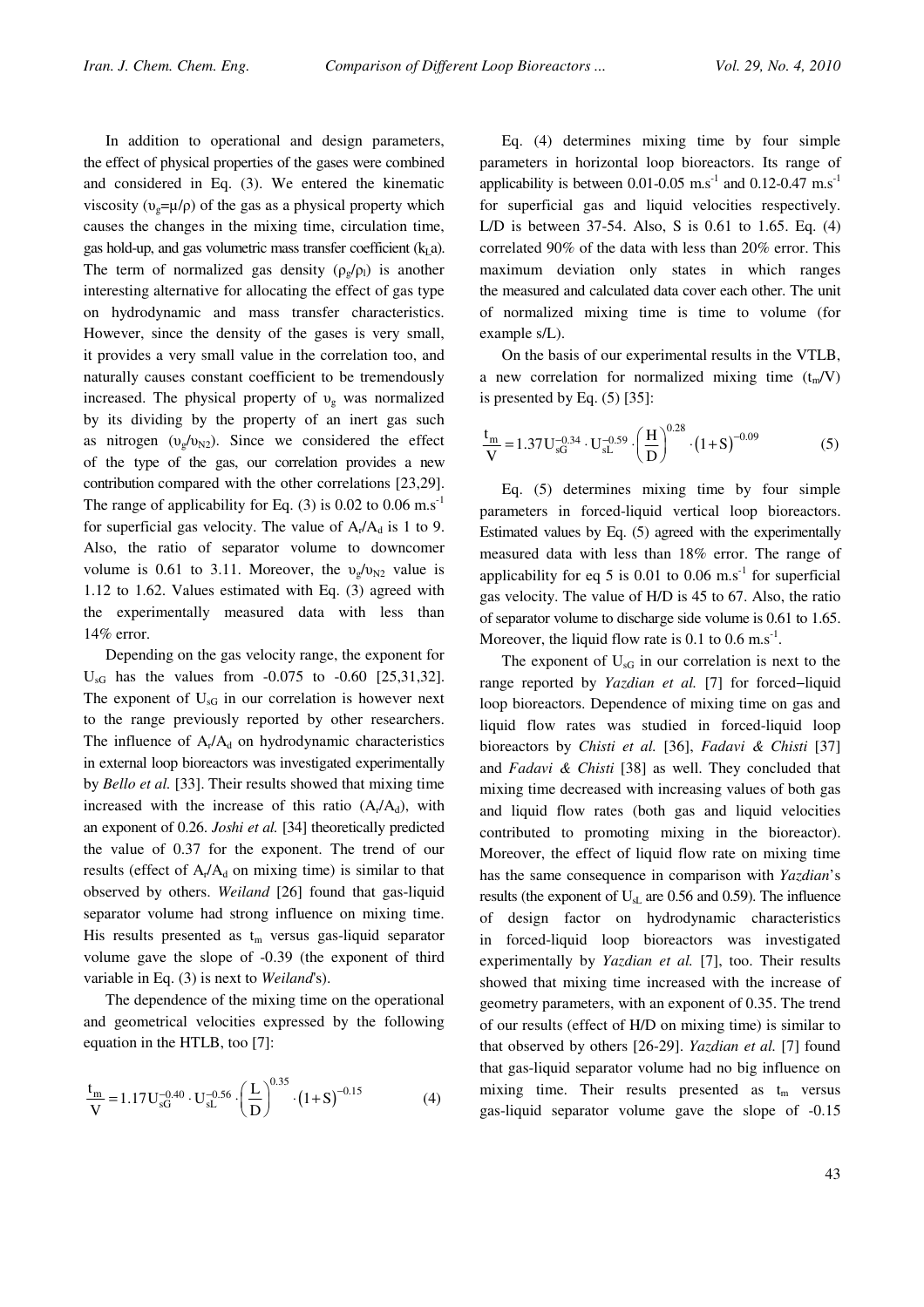In addition to operational and design parameters, the effect of physical properties of the gases were combined and considered in Eq. (3). We entered the kinematic viscosity ($\upsilon_g=\mu/\rho$) of the gas as a physical property which causes the changes in the mixing time, circulation time, gas hold-up, and gas volumetric mass transfer coefficient ($k_La$). The term of normalized gas density ($\rho_g/\rho_l$) is another interesting alternative for allocating the effect of gas type on hydrodynamic and mass transfer characteristics. However, since the density of the gases is very small, it provides a very small value in the correlation too, and naturally causes constant coefficient to be tremendously increased. The physical property of $\upsilon_g$ was normalized by its dividing by the property of an inert gas such as nitrogen ($\upsilon_g/\upsilon_{N2}$). Since we considered the effect of the type of the gas, our correlation provides a new contribution compared with the other correlations [23,29]. The range of applicability for Eq. (3) is 0.02 to 0.06 $m.s^{-1}$ for superficial gas velocity. The value of $A_r/A_d$ is 1 to 9. Also, the ratio of separator volume to downcomer volume is 0.61 to 3.11. Moreover, the $\upsilon_g/\upsilon_{N2}$ value is 1.12 to 1.62. Values estimated with Eq. (3) agreed with the experimentally measured data with less than 14% error.

Depending on the gas velocity range, the exponent for $U_{sG}$ has the values from -0.075 to -0.60 [25,31,32]. The exponent of $U_{sG}$ in our correlation is however next to the range previously reported by other researchers. The influence of $A_r/A_d$ on hydrodynamic characteristics in external loop bioreactors was investigated experimentally by *Bello et al.* [33]. Their results showed that mixing time increased with the increase of this ratio ($A_r/A_d$), with an exponent of 0.26. *Joshi et al.* [34] theoretically predicted the value of 0.37 for the exponent. The trend of our results (effect of $A_r/A_d$ on mixing time) is similar to that observed by others. *Weiland* [26] found that gas-liquid separator volume had strong influence on mixing time. His results presented as $t_m$ versus gas-liquid separator volume gave the slope of -0.39 (the exponent of third variable in Eq. (3) is next to *Weiland*'s).

The dependence of the mixing time on the operational and geometrical velocities expressed by the following equation in the HTLB, too [7]:

$$\frac{t_m}{V} = 1.17 U_{sG}^{-0.40} \cdot U_{sL}^{-0.56} \cdot \left(\frac{L}{D}\right)^{0.35} \cdot \left(1+S\right)^{-0.15} \tag{4}$$

Eq. (4) determines mixing time by four simple parameters in horizontal loop bioreactors. Its range of applicability is between 0.01-0.05 $m.s^{-1}$ and 0.12-0.47 $m.s^{-1}$ for superficial gas and liquid velocities respectively. L/D is between 37-54. Also, S is 0.61 to 1.65. Eq. (4) correlated 90% of the data with less than 20% error. This maximum deviation only states in which ranges the measured and calculated data cover each other. The unit of normalized mixing time is time to volume (for example s/L).

On the basis of our experimental results in the VTLB, a new correlation for normalized mixing time ($t_m/V$) is presented by Eq. (5) [35]:

$$\frac{t_m}{V} = 1.37 U_{sG}^{-0.34} \cdot U_{sL}^{-0.59} \cdot \left(\frac{H}{D}\right)^{0.28} \cdot \left(1+S\right)^{-0.09} \tag{5}$$

Eq. (5) determines mixing time by four simple parameters in forced-liquid vertical loop bioreactors. Estimated values by Eq. (5) agreed with the experimentally measured data with less than 18% error. The range of applicability for eq 5 is 0.01 to 0.06 $m.s^{-1}$ for superficial gas velocity. The value of H/D is 45 to 67. Also, the ratio of separator volume to discharge side volume is 0.61 to 1.65. Moreover, the liquid flow rate is 0.1 to 0.6 $m.s^{-1}$.

The exponent of $U_{sG}$ in our correlation is next to the range reported by *Yazdian et al.* [7] for forced−liquid loop bioreactors. Dependence of mixing time on gas and liquid flow rates was studied in forced-liquid loop bioreactors by *Chisti et al.* [36], *Fadavi & Chisti* [37] and *Fadavi & Chisti* [38] as well. They concluded that mixing time decreased with increasing values of both gas and liquid flow rates (both gas and liquid velocities contributed to promoting mixing in the bioreactor). Moreover, the effect of liquid flow rate on mixing time has the same consequence in comparison with *Yazdian*'s results (the exponent of $U_{sL}$ are 0.56 and 0.59). The influence of design factor on hydrodynamic characteristics in forced-liquid loop bioreactors was investigated experimentally by *Yazdian et al.* [7], too. Their results showed that mixing time increased with the increase of geometry parameters, with an exponent of 0.35. The trend of our results (effect of H/D on mixing time) is similar to that observed by others [26-29]. *Yazdian et al.* [7] found that gas-liquid separator volume had no big influence on mixing time. Their results presented as $t_m$ versus gas-liquid separator volume gave the slope of -0.15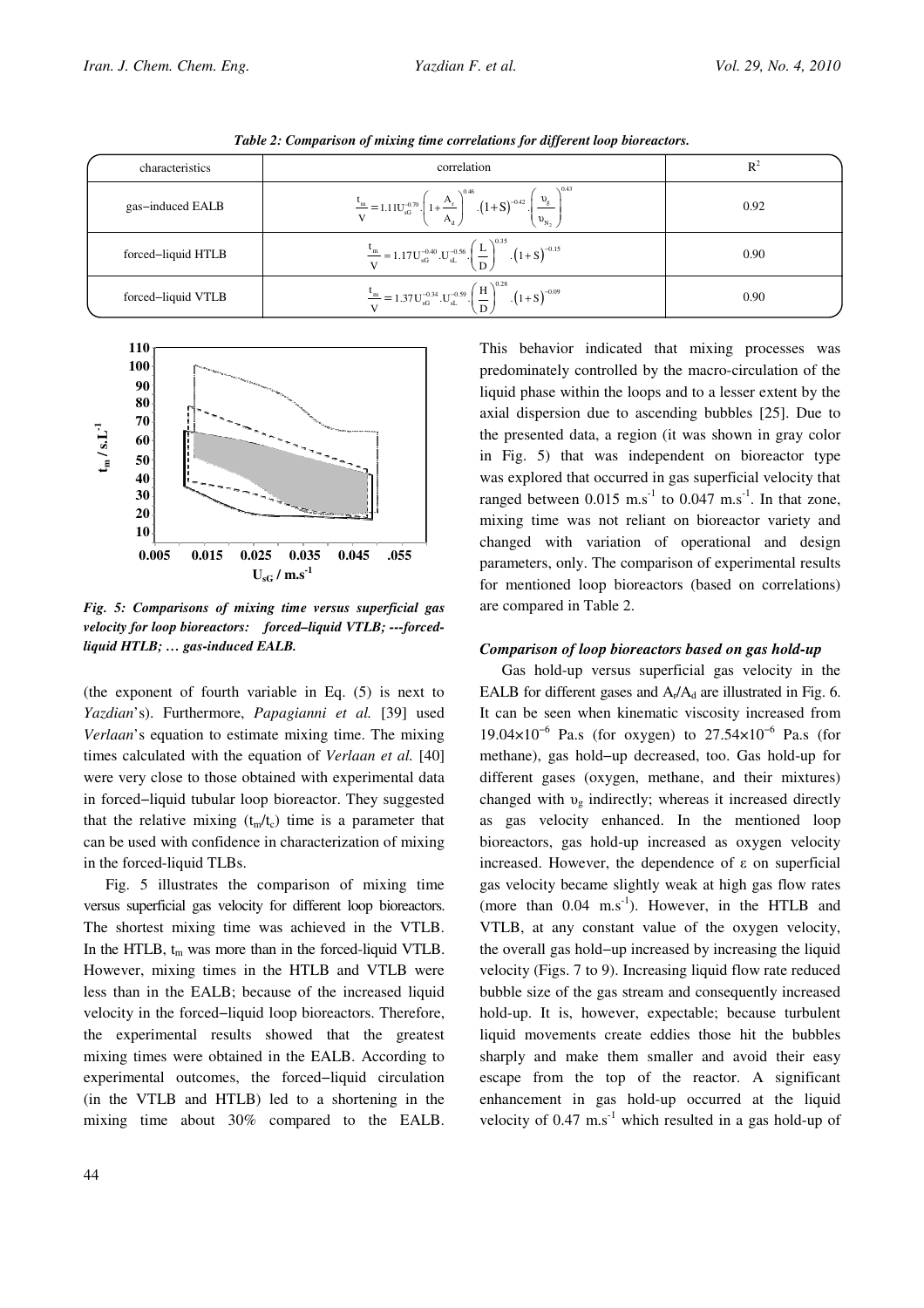*Table 2: Comparison of mixing time correlations for different loop bioreactors.*

| characteristics | correlation | $R^2$ |
|---|---|---|
| gas−induced EALB | $\frac{t_m}{V} = 1.11 U_{sG}^{-0.70} \cdot \left(1+\frac{A_r}{A_d}\right)^{0.46} \cdot (1+S)^{-0.42} \cdot \left(\frac{\upsilon_g}{\upsilon_{N_2}}\right)^{0.43}$ | 0.92 |
| forced−liquid HTLB | $\frac{t_m}{V} = 1.17 U_{sG}^{-0.40} \cdot U_{sL}^{-0.56} \cdot \left(\frac{L}{D}\right)^{0.35} \cdot (1+S)^{-0.15}$ | 0.90 |
| forced−liquid VTLB | $\frac{t_m}{V} = 1.37 U_{sG}^{-0.34} \cdot U_{sL}^{-0.59} \cdot \left(\frac{H}{D}\right)^{0.28} \cdot (1+S)^{-0.09}$ | 0.90 |

*Fig. 5: Comparisons of mixing time versus superficial gas velocity for loop bioreactors: forced–liquid VTLB; ---forced-liquid HTLB; … gas-induced EALB.*

(the exponent of fourth variable in Eq. (5) is next to *Yazdian*'s). Furthermore, *Papagianni et al.* [39] used *Verlaan*'s equation to estimate mixing time. The mixing times calculated with the equation of *Verlaan et al.* [40] were very close to those obtained with experimental data in forced−liquid tubular loop bioreactor. They suggested that the relative mixing ($t_m/t_c$) time is a parameter that can be used with confidence in characterization of mixing in the forced-liquid TLBs.

Fig. 5 illustrates the comparison of mixing time versus superficial gas velocity for different loop bioreactors. The shortest mixing time was achieved in the VTLB. In the HTLB, $t_m$ was more than in the forced-liquid VTLB. However, mixing times in the HTLB and VTLB were less than in the EALB; because of the increased liquid velocity in the forced−liquid loop bioreactors. Therefore, the experimental results showed that the greatest mixing times were obtained in the EALB. According to experimental outcomes, the forced−liquid circulation (in the VTLB and HTLB) led to a shortening in the mixing time about 30% compared to the EALB. This behavior indicated that mixing processes was predominately controlled by the macro-circulation of the liquid phase within the loops and to a lesser extent by the axial dispersion due to ascending bubbles [25]. Due to the presented data, a region (it was shown in gray color in Fig. 5) that was independent on bioreactor type was explored that occurred in gas superficial velocity that ranged between 0.015 $m.s^{-1}$ to 0.047 $m.s^{-1}$. In that zone, mixing time was not reliant on bioreactor variety and changed with variation of operational and design parameters, only. The comparison of experimental results for mentioned loop bioreactors (based on correlations) are compared in Table 2.

### *Comparison of loop bioreactors based on gas hold-up*

Gas hold-up versus superficial gas velocity in the EALB for different gases and $A_r/A_d$ are illustrated in Fig. 6. It can be seen when kinematic viscosity increased from $19.04\times10^{-6}$ Pa.s (for oxygen) to $27.54\times10^{-6}$ Pa.s (for methane), gas hold−up decreased, too. Gas hold-up for different gases (oxygen, methane, and their mixtures) changed with $\upsilon_g$ indirectly; whereas it increased directly as gas velocity enhanced. In the mentioned loop bioreactors, gas hold-up increased as oxygen velocity increased. However, the dependence of $\varepsilon$ on superficial gas velocity became slightly weak at high gas flow rates (more than 0.04 $m.s^{-1}$). However, in the HTLB and VTLB, at any constant value of the oxygen velocity, the overall gas hold−up increased by increasing the liquid velocity (Figs. 7 to 9). Increasing liquid flow rate reduced bubble size of the gas stream and consequently increased hold-up. It is, however, expectable; because turbulent liquid movements create eddies those hit the bubbles sharply and make them smaller and avoid their easy escape from the top of the reactor. A significant enhancement in gas hold-up occurred at the liquid velocity of 0.47 $m.s^{-1}$ which resulted in a gas hold-up of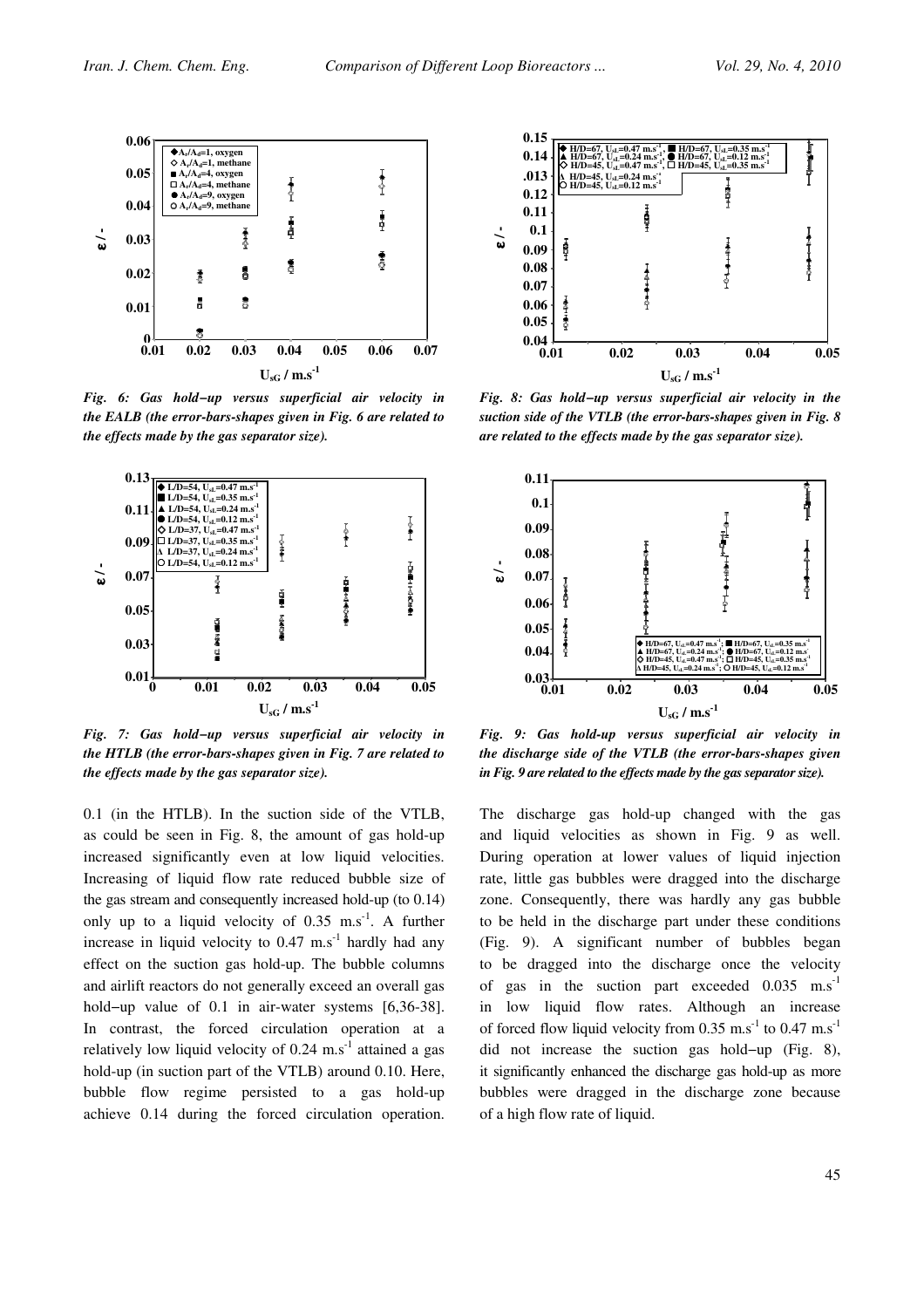*Fig. 6: Gas hold−up versus superficial air velocity in the EALB (the error-bars-shapes given in Fig. 6 are related to the effects made by the gas separator size).*

*Fig. 7: Gas hold−up versus superficial air velocity in the HTLB (the error-bars-shapes given in Fig. 7 are related to the effects made by the gas separator size).*

0.1 (in the HTLB). In the suction side of the VTLB, as could be seen in Fig. 8, the amount of gas hold-up increased significantly even at low liquid velocities. Increasing of liquid flow rate reduced bubble size of the gas stream and consequently increased hold-up (to 0.14) only up to a liquid velocity of 0.35 $m.s^{-1}$. A further increase in liquid velocity to 0.47 $m.s^{-1}$ hardly had any effect on the suction gas hold-up. The bubble columns and airlift reactors do not generally exceed an overall gas hold−up value of 0.1 in air-water systems [6,36-38]. In contrast, the forced circulation operation at a relatively low liquid velocity of 0.24 $m.s^{-1}$ attained a gas hold-up (in suction part of the VTLB) around 0.10. Here, bubble flow regime persisted to a gas hold-up achieve 0.14 during the forced circulation operation.

*Fig. 8: Gas hold−up versus superficial air velocity in the suction side of the VTLB (the error-bars-shapes given in Fig. 8 are related to the effects made by the gas separator size).*

*Fig. 9: Gas hold-up versus superficial air velocity in the discharge side of the VTLB (the error-bars-shapes given in Fig. 9 are related to the effects made by the gas separator size).*

The discharge gas hold-up changed with the gas and liquid velocities as shown in Fig. 9 as well. During operation at lower values of liquid injection rate, little gas bubbles were dragged into the discharge zone. Consequently, there was hardly any gas bubble to be held in the discharge part under these conditions (Fig. 9). A significant number of bubbles began to be dragged into the discharge once the velocity of gas in the suction part exceeded 0.035 $m.s^{-1}$ in low liquid flow rates. Although an increase of forced flow liquid velocity from 0.35 $m.s^{-1}$ to 0.47 $m.s^{-1}$ did not increase the suction gas hold−up (Fig. 8), it significantly enhanced the discharge gas hold-up as more bubbles were dragged in the discharge zone because of a high flow rate of liquid.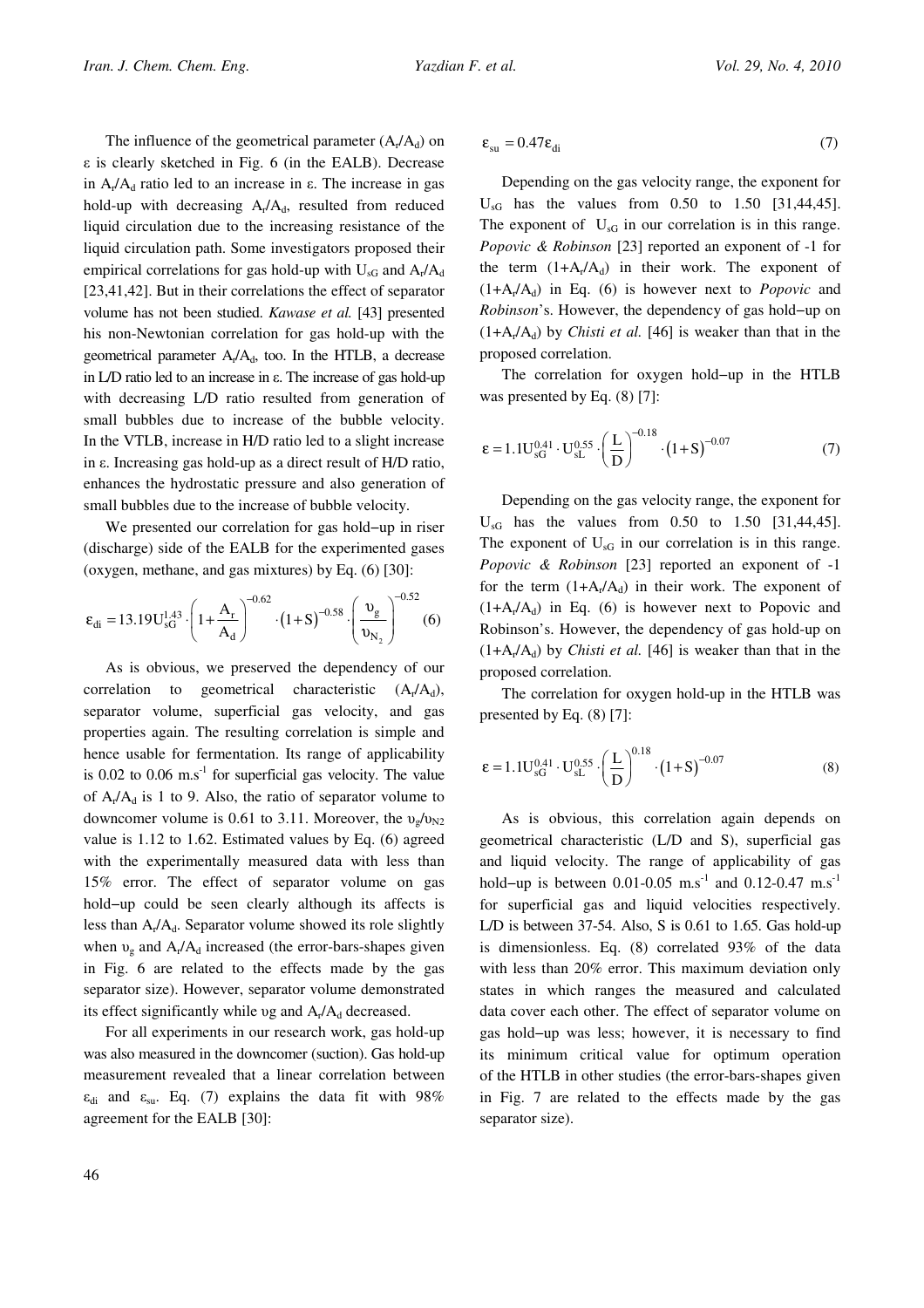The influence of the geometrical parameter ($A_r/A_d$) on ε is clearly sketched in Fig. 6 (in the EALB). Decrease in $A_r/A_d$ ratio led to an increase in ε. The increase in gas hold-up with decreasing $A_r/A_d$, resulted from reduced liquid circulation due to the increasing resistance of the liquid circulation path. Some investigators proposed their empirical correlations for gas hold-up with $U_{sG}$ and $A_r/A_d$ [23,41,42]. But in their correlations the effect of separator volume has not been studied. *Kawase et al.* [43] presented his non-Newtonian correlation for gas hold-up with the geometrical parameter $A_r/A_d$, too. In the HTLB, a decrease in L/D ratio led to an increase in ε. The increase of gas hold-up with decreasing L/D ratio resulted from generation of small bubbles due to increase of the bubble velocity. In the VTLB, increase in H/D ratio led to a slight increase in ε. Increasing gas hold-up as a direct result of H/D ratio, enhances the hydrostatic pressure and also generation of small bubbles due to the increase of bubble velocity.

We presented our correlation for gas hold−up in riser (discharge) side of the EALB for the experimented gases (oxygen, methane, and gas mixtures) by Eq. (6) [30]:

$$\varepsilon_{di} = 13.19 U_{sG}^{1.43} \cdot \left(1+\frac{A_r}{A_d}\right)^{-0.62} \cdot (1+S)^{-0.58} \cdot \left(\frac{\upsilon_g}{\upsilon_{N_2}}\right)^{-0.52} \quad (6)$$

As is obvious, we preserved the dependency of our correlation to geometrical characteristic ($A_r/A_d$), separator volume, superficial gas velocity, and gas properties again. The resulting correlation is simple and hence usable for fermentation. Its range of applicability is 0.02 to 0.06 $m.s^{-1}$ for superficial gas velocity. The value of $A_r/A_d$ is 1 to 9. Also, the ratio of separator volume to downcomer volume is 0.61 to 3.11. Moreover, the $\upsilon_g/\upsilon_{N2}$ value is 1.12 to 1.62. Estimated values by Eq. (6) agreed with the experimentally measured data with less than 15% error. The effect of separator volume on gas hold−up could be seen clearly although its affects is less than $A_r/A_d$. Separator volume showed its role slightly when $\upsilon_g$ and $A_r/A_d$ increased (the error-bars-shapes given in Fig. 6 are related to the effects made by the gas separator size). However, separator volume demonstrated its effect significantly while $\upsilon g$ and $A_r/A_d$ decreased.

For all experiments in our research work, gas hold-up was also measured in the downcomer (suction). Gas hold-up measurement revealed that a linear correlation between $\varepsilon_{di}$ and $\varepsilon_{su}$. Eq. (7) explains the data fit with 98% agreement for the EALB [30]:

$$\varepsilon_{su} = 0.47\varepsilon_{di} \quad (7)$$

Depending on the gas velocity range, the exponent for $U_{sG}$ has the values from 0.50 to 1.50 [31,44,45]. The exponent of $U_{sG}$ in our correlation is in this range. *Popovic & Robinson* [23] reported an exponent of -1 for the term $(1+A_r/A_d)$ in their work. The exponent of $(1+A_r/A_d)$ in Eq. (6) is however next to *Popovic* and *Robinson*'s. However, the dependency of gas hold−up on $(1+A_r/A_d)$ by *Chisti et al.* [46] is weaker than that in the proposed correlation.

The correlation for oxygen hold−up in the HTLB was presented by Eq. (8) [7]:

$$\varepsilon = 1.1 U_{sG}^{0.41} \cdot U_{sL}^{0.55} \cdot \left(\frac{L}{D}\right)^{-0.18} \cdot (1+S)^{-0.07} \quad (7)$$

Depending on the gas velocity range, the exponent for $U_{sG}$ has the values from 0.50 to 1.50 [31,44,45]. The exponent of $U_{sG}$ in our correlation is in this range. *Popovic & Robinson* [23] reported an exponent of -1 for the term $(1+A_r/A_d)$ in their work. The exponent of $(1+A_r/A_d)$ in Eq. (6) is however next to Popovic and Robinson's. However, the dependency of gas hold-up on $(1+A_r/A_d)$ by *Chisti et al.* [46] is weaker than that in the proposed correlation.

The correlation for oxygen hold-up in the HTLB was presented by Eq. (8) [7]:

$$\varepsilon = 1.1 U_{sG}^{0.41} \cdot U_{sL}^{0.55} \cdot \left(\frac{L}{D}\right)^{0.18} \cdot (1+S)^{-0.07} \quad (8)$$

As is obvious, this correlation again depends on geometrical characteristic (L/D and S), superficial gas and liquid velocity. The range of applicability of gas hold−up is between 0.01-0.05 $m.s^{-1}$ and 0.12-0.47 $m.s^{-1}$ for superficial gas and liquid velocities respectively. L/D is between 37-54. Also, S is 0.61 to 1.65. Gas hold-up is dimensionless. Eq. (8) correlated 93% of the data with less than 20% error. This maximum deviation only states in which ranges the measured and calculated data cover each other. The effect of separator volume on gas hold−up was less; however, it is necessary to find its minimum critical value for optimum operation of the HTLB in other studies (the error-bars-shapes given in Fig. 7 are related to the effects made by the gas separator size).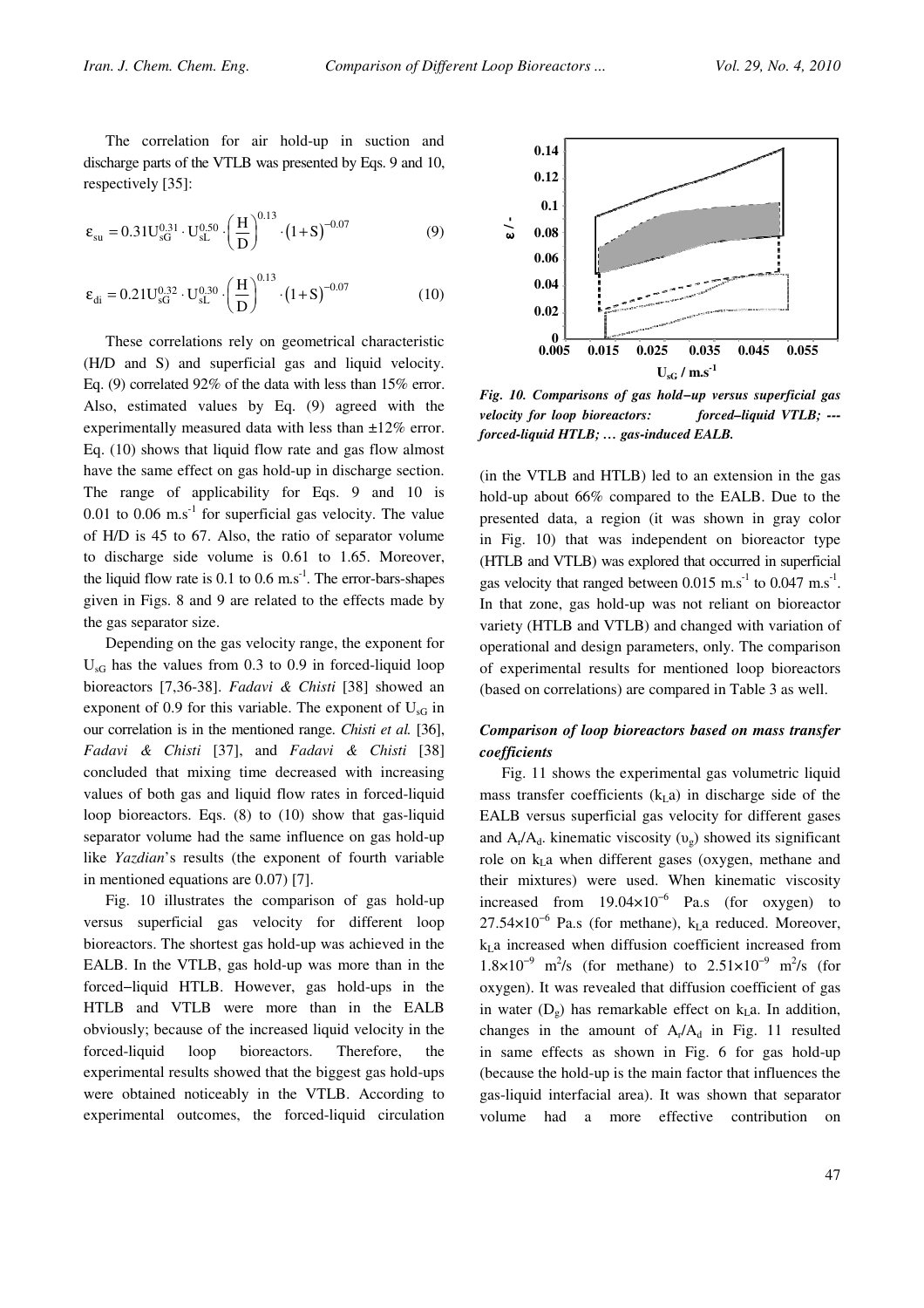The correlation for air hold-up in suction and discharge parts of the VTLB was presented by Eqs. 9 and 10, respectively [35]:

$$\varepsilon_{su} = 0.31 U_{sG}^{0.31} \cdot U_{sL}^{0.50} \cdot \left(\frac{H}{D}\right)^{0.13} \cdot (1+S)^{-0.07} \qquad (9)$$

$$\varepsilon_{di} = 0.21 U_{sG}^{0.32} \cdot U_{sL}^{0.30} \cdot \left(\frac{H}{D}\right)^{0.13} \cdot (1+S)^{-0.07} \qquad (10)$$

These correlations rely on geometrical characteristic (H/D and S) and superficial gas and liquid velocity. Eq. (9) correlated 92% of the data with less than 15% error. Also, estimated values by Eq. (9) agreed with the experimentally measured data with less than ±12% error. Eq. (10) shows that liquid flow rate and gas flow almost have the same effect on gas hold-up in discharge section. The range of applicability for Eqs. 9 and 10 is 0.01 to 0.06 $m.s^{-1}$ for superficial gas velocity. The value of H/D is 45 to 67. Also, the ratio of separator volume to discharge side volume is 0.61 to 1.65. Moreover, the liquid flow rate is 0.1 to 0.6 $m.s^{-1}$. The error-bars-shapes given in Figs. 8 and 9 are related to the effects made by the gas separator size.

Depending on the gas velocity range, the exponent for $U_{sG}$ has the values from 0.3 to 0.9 in forced-liquid loop bioreactors [7,36-38]. *Fadavi & Chisti* [38] showed an exponent of 0.9 for this variable. The exponent of $U_{sG}$ in our correlation is in the mentioned range. *Chisti et al.* [36], *Fadavi & Chisti* [37], and *Fadavi & Chisti* [38] concluded that mixing time decreased with increasing values of both gas and liquid flow rates in forced-liquid loop bioreactors. Eqs. (8) to (10) show that gas-liquid separator volume had the same influence on gas hold-up like *Yazdian*'s results (the exponent of fourth variable in mentioned equations are 0.07) [7].

Fig. 10 illustrates the comparison of gas hold-up versus superficial gas velocity for different loop bioreactors. The shortest gas hold-up was achieved in the EALB. In the VTLB, gas hold-up was more than in the forced−liquid HTLB. However, gas hold-ups in the HTLB and VTLB were more than in the EALB obviously; because of the increased liquid velocity in the forced-liquid loop bioreactors. Therefore, the experimental results showed that the biggest gas hold-ups were obtained noticeably in the VTLB. According to experimental outcomes, the forced-liquid circulation (in the VTLB and HTLB) led to an extension in the gas hold-up about 66% compared to the EALB. Due to the presented data, a region (it was shown in gray color in Fig. 10) that was independent on bioreactor type (HTLB and VTLB) was explored that occurred in superficial gas velocity that ranged between 0.015 $m.s^{-1}$ to 0.047 $m.s^{-1}$. In that zone, gas hold-up was not reliant on bioreactor variety (HTLB and VTLB) and changed with variation of operational and design parameters, only. The comparison of experimental results for mentioned loop bioreactors (based on correlations) are compared in Table 3 as well.

*Fig. 10. Comparisons of gas hold−up versus superficial gas velocity for loop bioreactors: forced–liquid VTLB; --- forced-liquid HTLB; … gas-induced EALB.*

### *Comparison of loop bioreactors based on mass transfer coefficients*

Fig. 11 shows the experimental gas volumetric liquid mass transfer coefficients ($k_La$) in discharge side of the EALB versus superficial gas velocity for different gases and $A_r/A_d$. kinematic viscosity ($\upsilon_g$) showed its significant role on $k_La$ when different gases (oxygen, methane and their mixtures) were used. When kinematic viscosity increased from $19.04\times10^{-6}$ Pa.s (for oxygen) to $27.54\times10^{-6}$ Pa.s (for methane), $k_La$ reduced. Moreover, $k_La$ increased when diffusion coefficient increased from $1.8\times10^{-9}$ $m^2/s$ (for methane) to $2.51\times10^{-9}$ $m^2/s$ (for oxygen). It was revealed that diffusion coefficient of gas in water ($D_g$) has remarkable effect on $k_La$. In addition, changes in the amount of $A_r/A_d$ in Fig. 11 resulted in same effects as shown in Fig. 6 for gas hold-up (because the hold-up is the main factor that influences the gas-liquid interfacial area). It was shown that separator volume had a more effective contribution on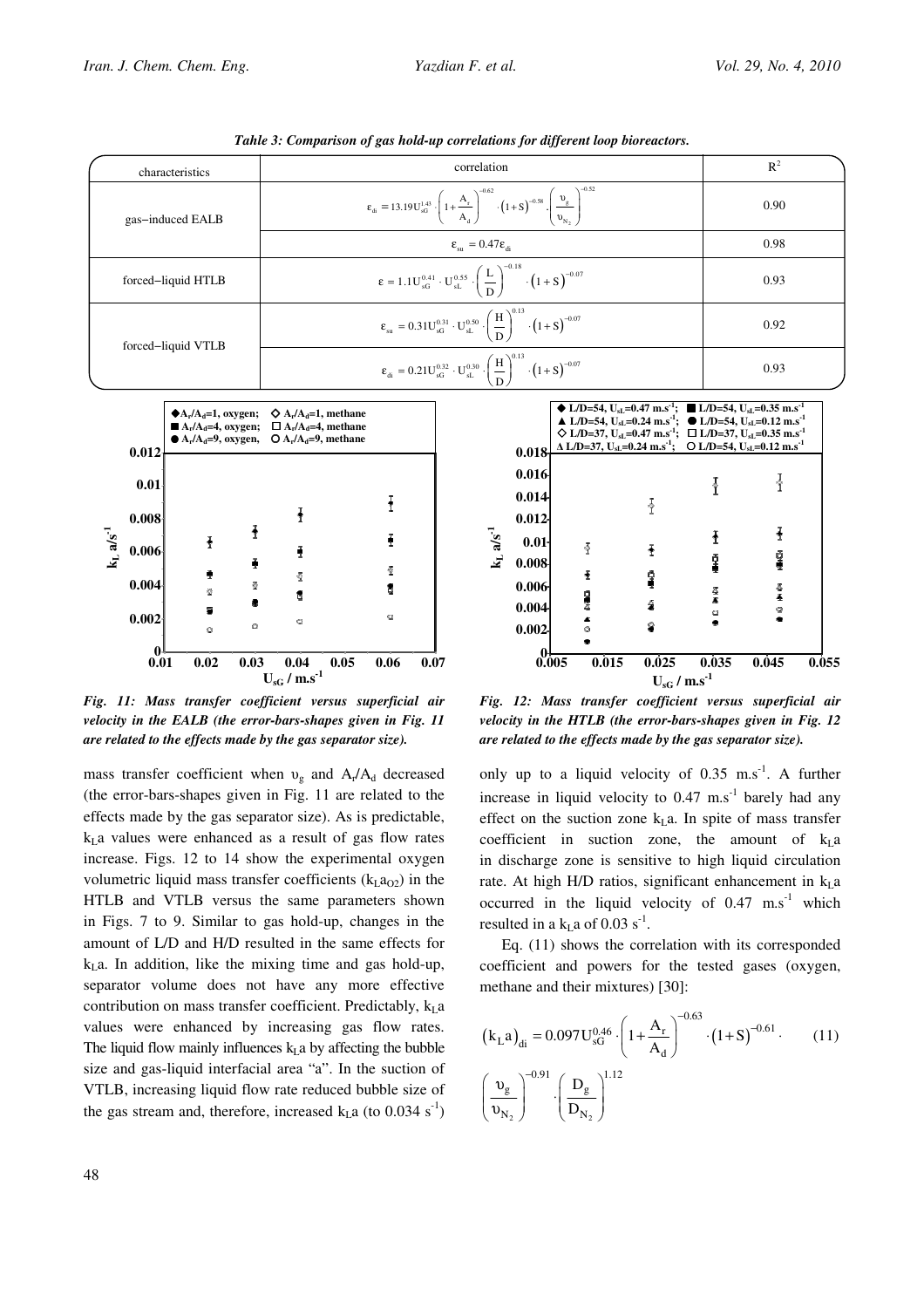*Tahle 3: Comparison of gas hold-up correlations for different loop bioreactors.*

| characteristics | correlation | $R^2$ |
|---|---|---|
| gas−induced EALB | $\varepsilon_{di} = 13.19 U_{sG}^{1.43} \cdot \left(1+\frac{A_r}{A_d}\right)^{-0.62} \cdot (1+S)^{-0.58} \cdot \left(\frac{\upsilon_g}{\upsilon_{N_2}}\right)^{-0.52}$ | 0.90 |
| | $\varepsilon_{su} = 0.47\varepsilon_{di}$ | 0.98 |
| forced−liquid HTLB | $\varepsilon = 1.1 U_{sG}^{0.41} \cdot U_{sL}^{0.55} \cdot \left(\frac{L}{D}\right)^{-0.18} \cdot (1+S)^{-0.07}$ | 0.93 |
| forced−liquid VTLB | $\varepsilon_{su} = 0.31 U_{sG}^{0.31} \cdot U_{sL}^{0.50} \cdot \left(\frac{H}{D}\right)^{0.13} \cdot (1+S)^{-0.07}$ | 0.92 |
| | $\varepsilon_{di} = 0.21 U_{sG}^{0.32} \cdot U_{sL}^{0.30} \cdot \left(\frac{H}{D}\right)^{0.13} \cdot (1+S)^{-0.07}$ | 0.93 |

*Fig. 11: Mass transfer coefficient versus superficial air velocity in the EALB (the error-bars-shapes given in Fig. 11 are related to the effects made by the gas separator size).*

*Fig. 12: Mass transfer coefficient versus superficial air velocity in the HTLB (the error-bars-shapes given in Fig. 12 are related to the effects made by the gas separator size).*

mass transfer coefficient when $\upsilon_g$ and $A_r/A_d$ decreased (the error-bars-shapes given in Fig. 11 are related to the effects made by the gas separator size). As is predictable, $k_La$ values were enhanced as a result of gas flow rates increase. Figs. 12 to 14 show the experimental oxygen volumetric liquid mass transfer coefficients ($k_La_{O2}$) in the HTLB and VTLB versus the same parameters shown in Figs. 7 to 9. Similar to gas hold-up, changes in the amount of L/D and H/D resulted in the same effects for $k_La$. In addition, like the mixing time and gas hold-up, separator volume does not have any more effective contribution on mass transfer coefficient. Predictably, $k_La$ values were enhanced by increasing gas flow rates. The liquid flow mainly influences $k_La$ by affecting the bubble size and gas-liquid interfacial area "a". In the suction of VTLB, increasing liquid flow rate reduced bubble size of the gas stream and, therefore, increased $k_La$ (to 0.034 $s^{-1}$) only up to a liquid velocity of 0.35 $m.s^{-1}$. A further increase in liquid velocity to 0.47 $m.s^{-1}$ barely had any effect on the suction zone $k_La$. In spite of mass transfer coefficient in suction zone, the amount of $k_La$ in discharge zone is sensitive to high liquid circulation rate. At high H/D ratios, significant enhancement in $k_La$ occurred in the liquid velocity of 0.47 $m.s^{-1}$ which resulted in a $k_La$ of 0.03 $s^{-1}$.

Eq. (11) shows the correlation with its corresponded coefficient and powers for the tested gases (oxygen, methane and their mixtures) [30]:

$$(k_La)_{di} = 0.097 U_{sG}^{0.46} \cdot \left(1+\frac{A_r}{A_d}\right)^{-0.63} \cdot (1+S)^{-0.61} \cdot \left(\frac{\upsilon_g}{\upsilon_{N_2}}\right)^{-0.91} \cdot \left(\frac{D_g}{D_{N_2}}\right)^{1.12} \tag{11}$$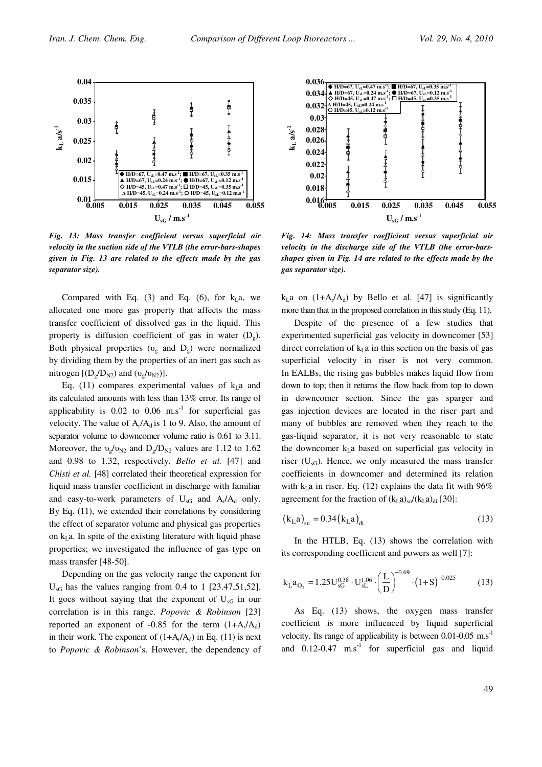*Fig. 13: Mass transfer coefficient versus superficial air velocity in the suction side of the VTLB (the error-bars-shapes given in Fig. 13 are related to the effects made by the gas separator size).*

*Fig. 14: Mass transfer coefficient versus superficial air velocity in the discharge side of the VTLB (the error-bars-shapes given in Fig. 14 are related to the effects made by the gas separator size).*

Compared with Eq. (3) and Eq. (6), for $k_La$, we allocated one more gas property that affects the mass transfer coefficient of dissolved gas in the liquid. This property is diffusion coefficient of gas in water ($D_g$). Both physical properties ($\upsilon_g$ and $D_g$) were normalized by dividing them by the properties of an inert gas such as nitrogen [($D_g/D_{N2}$) and ($\upsilon_g/\upsilon_{N2}$)].

Eq. (11) compares experimental values of $k_La$ and its calculated amounts with less than 13% error. Its range of applicability is 0.02 to 0.06 $m.s^{-1}$ for superficial gas velocity. The value of $A_r/A_d$ is 1 to 9. Also, the amount of separator volume to downcomer volume ratio is 0.61 to 3.11. Moreover, the $\upsilon_g/\upsilon_{N2}$ and $D_g/D_{N2}$ values are 1.12 to 1.62 and 0.98 to 1.32, respectively. *Bello et al.* [47] and *Chisti et al.* [48] correlated their theoretical expression for liquid mass transfer coefficient in discharge with familiar and easy-to-work parameters of $U_{sG}$ and $A_r/A_d$ only. By Eq. (11), we extended their correlations by considering the effect of separator volume and physical gas properties on $k_La$. In spite of the existing literature with liquid phase properties; we investigated the influence of gas type on mass transfer [48-50].

Depending on the gas velocity range the exponent for $U_{sG}$ has the values ranging from 0.4 to 1 [23.47,51,52]. It goes without saying that the exponent of $U_{sG}$ in our correlation is in this range. *Popovic & Robinson* [23] reported an exponent of -0.85 for the term $(1+A_r/A_d)$ in their work. The exponent of $(1+A_r/A_d)$ in Eq. (11) is next to *Popovic & Robinson*'s. However, the dependency of $k_La$ on $(1+A_r/A_d)$ by Bello et al. [47] is significantly more than that in the proposed correlation in this study (Eq. 11).

Despite of the presence of a few studies that experimented superficial gas velocity in downcomer [53] direct correlation of $k_La$ in this section on the basis of gas superficial velocity in riser is not very common. In EALBs, the rising gas bubbles makes liquid flow from down to top; then it returns the flow back from top to down in downcomer section. Since the gas sparger and gas injection devices are located in the riser part and many of bubbles are removed when they reach to the gas-liquid separator, it is not very reasonable to state the downcomer $k_La$ based on superficial gas velocity in riser ($U_{sG}$). Hence, we only measured the mass transfer coefficients in downcomer and determined its relation with $k_La$ in riser. Eq. (12) explains the data fit with 96% agreement for the fraction of $(k_La)_{su}/(k_La)_{di}$ [30]:

$$\left(k_La\right)_{su} = 0.34\left(k_La\right)_{di} \tag{13}$$

In the HTLB, Eq. (13) shows the correlation with its corresponding coefficient and powers as well [7]:

$$k_La_{O_2} = 1.25U_{sG}^{0.38} \cdot U_{sL}^{1.06} \cdot \left(\frac{L}{D}\right)^{-0.69} \cdot \left(1+S\right)^{-0.025} \tag{13}$$

As Eq. (13) shows, the oxygen mass transfer coefficient is more influenced by liquid superficial velocity. Its range of applicability is between 0.01-0.05 $m.s^{-1}$ and 0.12-0.47 $m.s^{-1}$ for superficial gas and liquid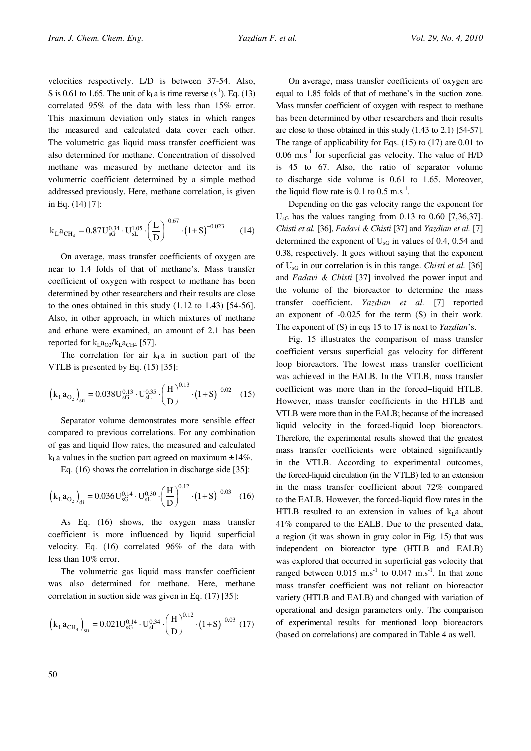velocities respectively. L/D is between 37-54. Also, S is 0.61 to 1.65. The unit of $k_La$ is time reverse ($s^{-1}$). Eq. (13) correlated 95% of the data with less than 15% error. This maximum deviation only states in which ranges the measured and calculated data cover each other. The volumetric gas liquid mass transfer coefficient was also determined for methane. Concentration of dissolved methane was measured by methane detector and its volumetric coefficient determined by a simple method addressed previously. Here, methane correlation, is given in Eq. (14) [7]:

$$k_La_{CH_4} = 0.87U_{sG}^{0.34} \cdot U_{sL}^{1.05} \cdot \left(\frac{L}{D}\right)^{-0.67} \cdot (1+S)^{-0.023} \qquad (14)$$

On average, mass transfer coefficients of oxygen are near to 1.4 folds of that of methane's. Mass transfer coefficient of oxygen with respect to methane has been determined by other researchers and their results are close to the ones obtained in this study (1.12 to 1.43) [54-56]. Also, in other approach, in which mixtures of methane and ethane were examined, an amount of 2.1 has been reported for $k_La_{O2}/k_La_{CH4}$ [57].

The correlation for air $k_La$ in suction part of the VTLB is presented by Eq. (15) [35]:

$$\left(k_La_{O_2}\right)_{su} = 0.038U_{sG}^{0.13} \cdot U_{sL}^{0.35} \cdot \left(\frac{H}{D}\right)^{0.13} \cdot (1+S)^{-0.02} \qquad (15)$$

Separator volume demonstrates more sensible effect compared to previous correlations. For any combination of gas and liquid flow rates, the measured and calculated $k_La$ values in the suction part agreed on maximum ±14%.

Eq. (16) shows the correlation in discharge side [35]:

$$\left(k_La_{O_2}\right)_{di} = 0.036U_{sG}^{0.14} \cdot U_{sL}^{0.30} \cdot \left(\frac{H}{D}\right)^{0.12} \cdot (1+S)^{-0.03} \qquad (16)$$

As Eq. (16) shows, the oxygen mass transfer coefficient is more influenced by liquid superficial velocity. Eq. (16) correlated 96% of the data with less than 10% error.

The volumetric gas liquid mass transfer coefficient was also determined for methane. Here, methane correlation in suction side was given in Eq. (17) [35]:

$$\left(k_La_{CH_4}\right)_{su} = 0.021U_{sG}^{0.14} \cdot U_{sL}^{0.34} \cdot \left(\frac{H}{D}\right)^{0.12} \cdot (1+S)^{-0.03} \qquad (17)$$

On average, mass transfer coefficients of oxygen are equal to 1.85 folds of that of methane's in the suction zone. Mass transfer coefficient of oxygen with respect to methane has been determined by other researchers and their results are close to those obtained in this study (1.43 to 2.1) [54-57]. The range of applicability for Eqs. (15) to (17) are 0.01 to 0.06 $m.s^{-1}$ for superficial gas velocity. The value of H/D is 45 to 67. Also, the ratio of separator volume to discharge side volume is 0.61 to 1.65. Moreover, the liquid flow rate is 0.1 to 0.5 $m.s^{-1}$.

Depending on the gas velocity range the exponent for $U_{sG}$ has the values ranging from 0.13 to 0.60 [7,36,37]. *Chisti et al.* [36], *Fadavi & Chisti* [37] and *Yazdian et al.* [7] determined the exponent of $U_{sG}$ in values of 0.4, 0.54 and 0.38, respectively. It goes without saying that the exponent of $U_{sG}$ in our correlation is in this range. *Chisti et al.* [36] and *Fadavi & Chisti* [37] involved the power input and the volume of the bioreactor to determine the mass transfer coefficient. *Yazdian et al.* [7] reported an exponent of -0.025 for the term (S) in their work. The exponent of (S) in eqs 15 to 17 is next to *Yazdian*'s.

Fig. 15 illustrates the comparison of mass transfer coefficient versus superficial gas velocity for different loop bioreactors. The lowest mass transfer coefficient was achieved in the EALB. In the VTLB, mass transfer coefficient was more than in the forced–liquid HTLB. However, mass transfer coefficients in the HTLB and VTLB were more than in the EALB; because of the increased liquid velocity in the forced-liquid loop bioreactors. Therefore, the experimental results showed that the greatest mass transfer coefficients were obtained significantly in the VTLB. According to experimental outcomes, the forced-liquid circulation (in the VTLB) led to an extension in the mass transfer coefficient about 72% compared to the EALB. However, the forced-liquid flow rates in the HTLB resulted to an extension in values of $k_La$ about 41% compared to the EALB. Due to the presented data, a region (it was shown in gray color in Fig. 15) that was independent on bioreactor type (HTLB and EALB) was explored that occurred in superficial gas velocity that ranged between 0.015 $m.s^{-1}$ to 0.047 $m.s^{-1}$. In that zone mass transfer coefficient was not reliant on bioreactor variety (HTLB and EALB) and changed with variation of operational and design parameters only. The comparison of experimental results for mentioned loop bioreactors (based on correlations) are compared in Table 4 as well.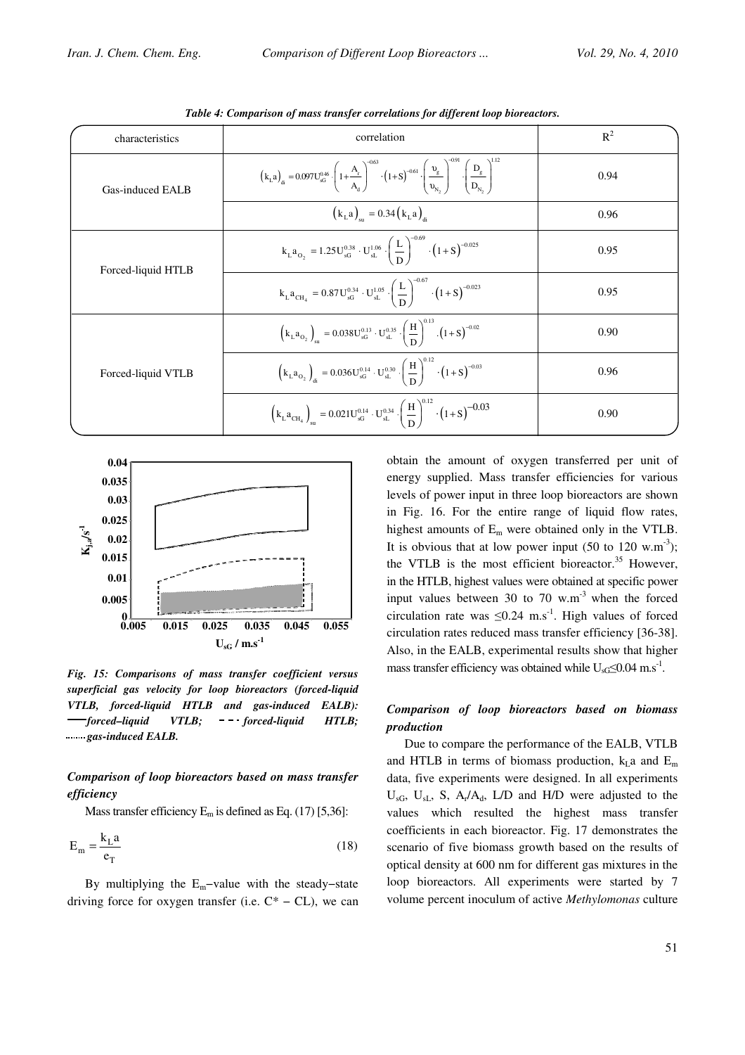*Table 4: Comparison of mass transfer correlations for different loop bioreactors.*

| characteristics | correlation | $R^2$ |
|---|---|---|
| Gas-induced EALB | $(k_La)_{di} = 0.097U_{sG}^{0.46} \cdot \left(1+\frac{A_r}{A_d}\right)^{-0.63} \cdot (1+S)^{-0.61} \cdot \left(\frac{\upsilon_g}{\upsilon_{N_2}}\right)^{-0.91} \cdot \left(\frac{D_g}{D_{N_2}}\right)^{1.12}$ | 0.94 |
| | $(k_La)_{su} = 0.34(k_La)_{di}$ | 0.96 |
| Forced-liquid HTLB | $k_La_{O_2} = 1.25U_{sG}^{0.38} \cdot U_{sL}^{1.06} \cdot \left(\frac{L}{D}\right)^{-0.69} \cdot (1+S)^{-0.025}$ | 0.95 |
| | $k_La_{CH_4} = 0.87U_{sG}^{0.34} \cdot U_{sL}^{1.05} \cdot \left(\frac{L}{D}\right)^{-0.67} \cdot (1+S)^{-0.023}$ | 0.95 |
| Forced-liquid VTLB | $\left(k_La_{O_2}\right)_{su} = 0.038U_{sG}^{0.13} \cdot U_{sL}^{0.35} \cdot \left(\frac{H}{D}\right)^{0.13} \cdot (1+S)^{-0.02}$ | 0.90 |
| | $\left(k_La_{O_2}\right)_{di} = 0.036U_{sG}^{0.14} \cdot U_{sL}^{0.30} \cdot \left(\frac{H}{D}\right)^{0.12} \cdot (1+S)^{-0.03}$ | 0.96 |
| | $\left(k_La_{CH_4}\right)_{su} = 0.021U_{sG}^{0.14} \cdot U_{sL}^{0.34} \cdot \left(\frac{H}{D}\right)^{0.12} \cdot (1+S)^{-0.03}$ | 0.90 |

*Fig. 15: Comparisons of mass transfer coefficient versus superficial gas velocity for loop bioreactors (forced-liquid VTLB, forced-liquid HTLB and gas-induced EALB): —— forced–liquid VTLB; - - - forced-liquid HTLB; ........ gas-induced EALB.*

### Comparison of loop bioreactors based on mass transfer efficiency

Mass transfer efficiency $E_m$ is defined as Eq. (17) [5,36]:

$$E_m = \frac{k_La}{e_T} \tag{18}$$

By multiplying the $E_m$–value with the steady–state driving force for oxygen transfer (i.e. $C^* - CL$), we can obtain the amount of oxygen transferred per unit of energy supplied. Mass transfer efficiencies for various levels of power input in three loop bioreactors are shown in Fig. 16. For the entire range of liquid flow rates, highest amounts of $E_m$ were obtained only in the VTLB. It is obvious that at low power input (50 to 120 $w.m^{-3}$); the VTLB is the most efficient bioreactor.[35] However, in the HTLB, highest values were obtained at specific power input values between 30 to 70 $w.m^{-3}$ when the forced circulation rate was $\leq 0.24$ $m.s^{-1}$. High values of forced circulation rates reduced mass transfer efficiency [36-38]. Also, in the EALB, experimental results show that higher mass transfer efficiency was obtained while $U_{sG} \leq 0.04$ $m.s^{-1}$.

### Comparison of loop bioreactors based on biomass production

Due to compare the performance of the EALB, VTLB and HTLB in terms of biomass production, $k_La$ and $E_m$ data, five experiments were designed. In all experiments $U_{sG}$, $U_{sL}$, S, $A_r/A_d$, L/D and H/D were adjusted to the values which resulted the highest mass transfer coefficients in each bioreactor. Fig. 17 demonstrates the scenario of five biomass growth based on the results of optical density at 600 nm for different gas mixtures in the loop bioreactors. All experiments were started by 7 volume percent inoculum of active *Methylomonas* culture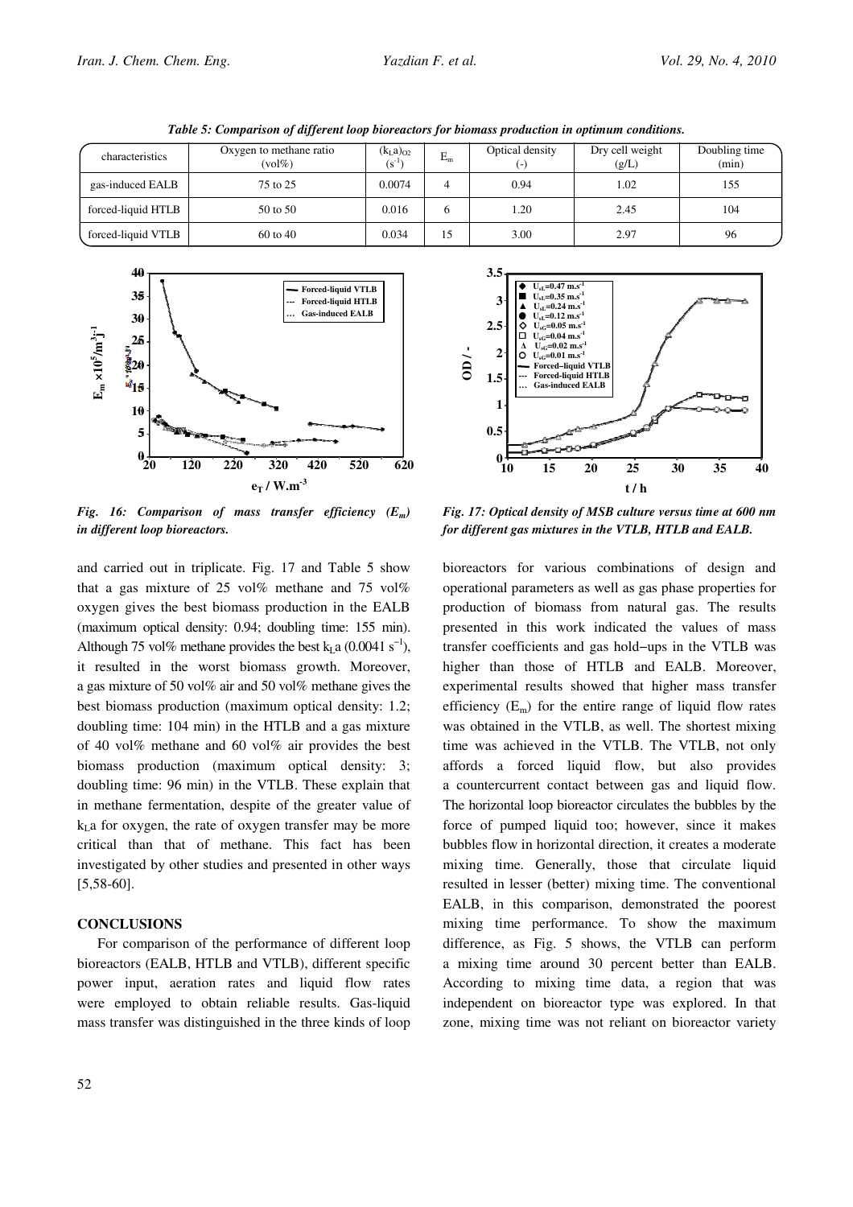*Table 5: Comparison of different loop bioreactors for biomass production in optimum conditions.*

| characteristics | Oxygen to methane ratio (vol%) | $(k_La)_{O2}$ ($s^{-1}$) | $E_m$ | Optical density (-) | Dry cell weight (g/L) | Doubling time (min) |
|---|---|---|---|---|---|---|
| gas-induced EALB | 75 to 25 | 0.0074 | 4 | 0.94 | 1.02 | 155 |
| forced-liquid HTLB | 50 to 50 | 0.016 | 6 | 1.20 | 2.45 | 104 |
| forced-liquid VTLB | 60 to 40 | 0.034 | 15 | 3.00 | 2.97 | 96 |

*Fig. 16: Comparison of mass transfer efficiency ($E_m$) in different loop bioreactors.*

*Fig. 17: Optical density of MSB culture versus time at 600 nm for different gas mixtures in the VTLB, HTLB and EALB.*

and carried out in triplicate. Fig. 17 and Table 5 show that a gas mixture of 25 vol% methane and 75 vol% oxygen gives the best biomass production in the EALB (maximum optical density: 0.94; doubling time: 155 min). Although 75 vol% methane provides the best $k_La$ (0.0041 $s^{-1}$), it resulted in the worst biomass growth. Moreover, a gas mixture of 50 vol% air and 50 vol% methane gives the best biomass production (maximum optical density: 1.2; doubling time: 104 min) in the HTLB and a gas mixture of 40 vol% methane and 60 vol% air provides the best biomass production (maximum optical density: 3; doubling time: 96 min) in the VTLB. These explain that in methane fermentation, despite of the greater value of $k_La$ for oxygen, the rate of oxygen transfer may be more critical than that of methane. This fact has been investigated by other studies and presented in other ways [5,58-60].

## CONCLUSIONS

For comparison of the performance of different loop bioreactors (EALB, HTLB and VTLB), different specific power input, aeration rates and liquid flow rates were employed to obtain reliable results. Gas-liquid mass transfer was distinguished in the three kinds of loop bioreactors for various combinations of design and operational parameters as well as gas phase properties for production of biomass from natural gas. The results presented in this work indicated the values of mass transfer coefficients and gas hold–ups in the VTLB was higher than those of HTLB and EALB. Moreover, experimental results showed that higher mass transfer efficiency ($E_m$) for the entire range of liquid flow rates was obtained in the VTLB, as well. The shortest mixing time was achieved in the VTLB. The VTLB, not only affords a forced liquid flow, but also provides a countercurrent contact between gas and liquid flow. The horizontal loop bioreactor circulates the bubbles by the force of pumped liquid too; however, since it makes bubbles flow in horizontal direction, it creates a moderate mixing time. Generally, those that circulate liquid resulted in lesser (better) mixing time. The conventional EALB, in this comparison, demonstrated the poorest mixing time performance. To show the maximum difference, as Fig. 5 shows, the VTLB can perform a mixing time around 30 percent better than EALB. According to mixing time data, a region that was independent on bioreactor type was explored. In that zone, mixing time was not reliant on bioreactor variety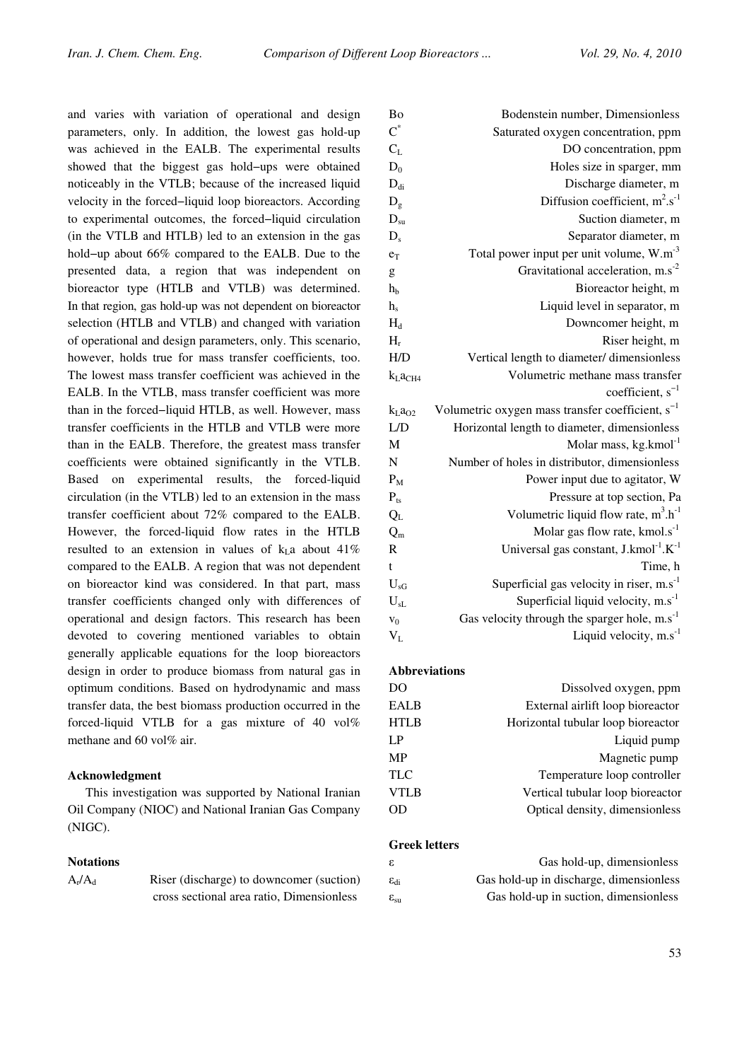and varies with variation of operational and design parameters, only. In addition, the lowest gas hold-up was achieved in the EALB. The experimental results showed that the biggest gas hold–ups were obtained noticeably in the VTLB; because of the increased liquid velocity in the forced–liquid loop bioreactors. According to experimental outcomes, the forced–liquid circulation (in the VTLB and HTLB) led to an extension in the gas hold–up about 66% compared to the EALB. Due to the presented data, a region that was independent on bioreactor type (HTLB and VTLB) was determined. In that region, gas hold-up was not dependent on bioreactor selection (HTLB and VTLB) and changed with variation of operational and design parameters, only. This scenario, however, holds true for mass transfer coefficients, too. The lowest mass transfer coefficient was achieved in the EALB. In the VTLB, mass transfer coefficient was more than in the forced–liquid HTLB, as well. However, mass transfer coefficients in the HTLB and VTLB were more than in the EALB. Therefore, the greatest mass transfer coefficients were obtained significantly in the VTLB. Based on experimental results, the forced-liquid circulation (in the VTLB) led to an extension in the mass transfer coefficient about 72% compared to the EALB. However, the forced-liquid flow rates in the HTLB resulted to an extension in values of $k_La$ about 41% compared to the EALB. A region that was not dependent on bioreactor kind was considered. In that part, mass transfer coefficients changed only with differences of operational and design factors. This research has been devoted to covering mentioned variables to obtain generally applicable equations for the loop bioreactors design in order to produce biomass from natural gas in optimum conditions. Based on hydrodynamic and mass transfer data, the best biomass production occurred in the forced-liquid VTLB for a gas mixture of 40 vol% methane and 60 vol% air.

### Acknowledgment

This investigation was supported by National Iranian Oil Company (NIOC) and National Iranian Gas Company (NIGC).

### Notations

| | |
|---|---|
| $A_r/A_d$ | Riser (discharge) to downcomer (suction) cross sectional area ratio, Dimensionless |
| Bo | Bodenstein number, Dimensionless |
| $C^*$ | Saturated oxygen concentration, ppm |
| $C_L$ | DO concentration, ppm |
| $D_0$ | Holes size in sparger, mm |
| $D_{di}$ | Discharge diameter, m |
| $D_g$ | Diffusion coefficient, $m^2.s^{-1}$ |
| $D_{su}$ | Suction diameter, m |
| $D_s$ | Separator diameter, m |
| $e_T$ | Total power input per unit volume, $W.m^{-3}$ |
| g | Gravitational acceleration, $m.s^{-2}$ |
| $h_b$ | Bioreactor height, m |
| $h_s$ | Liquid level in separator, m |
| $H_d$ | Downcomer height, m |
| $H_r$ | Riser height, m |
| H/D | Vertical length to diameter/ dimensionless |
| $k_La_{CH4}$ | Volumetric methane mass transfer coefficient, $s^{-1}$ |
| $k_La_{O2}$ | Volumetric oxygen mass transfer coefficient, $s^{-1}$ |
| L/D | Horizontal length to diameter, dimensionless |
| M | Molar mass, $kg.kmol^{-1}$ |
| N | Number of holes in distributor, dimensionless |
| $P_M$ | Power input due to agitator, W |
| $P_{ts}$ | Pressure at top section, Pa |
| $Q_L$ | Volumetric liquid flow rate, $m^3.h^{-1}$ |
| $Q_m$ | Molar gas flow rate, $kmol.s^{-1}$ |
| R | Universal gas constant, $J.kmol^{-1}.K^{-1}$ |
| t | Time, h |
| $U_{sG}$ | Superficial gas velocity in riser, $m.s^{-1}$ |
| $U_{sL}$ | Superficial liquid velocity, $m.s^{-1}$ |
| $v_0$ | Gas velocity through the sparger hole, $m.s^{-1}$ |
| $V_L$ | Liquid velocity, $m.s^{-1}$ |

### Abbreviations

| | |
|---|---|
| DO | Dissolved oxygen, ppm |
| EALB | External airlift loop bioreactor |
| HTLB | Horizontal tubular loop bioreactor |
| LP | Liquid pump |
| MP | Magnetic pump |
| TLC | Temperature loop controller |
| VTLB | Vertical tubular loop bioreactor |
| OD | Optical density, dimensionless |

### Greek letters

| | |
|---|---|
| $\varepsilon$ | Gas hold-up, dimensionless |
| $\varepsilon_{di}$ | Gas hold-up in discharge, dimensionless |
| $\varepsilon_{su}$ | Gas hold-up in suction, dimensionless |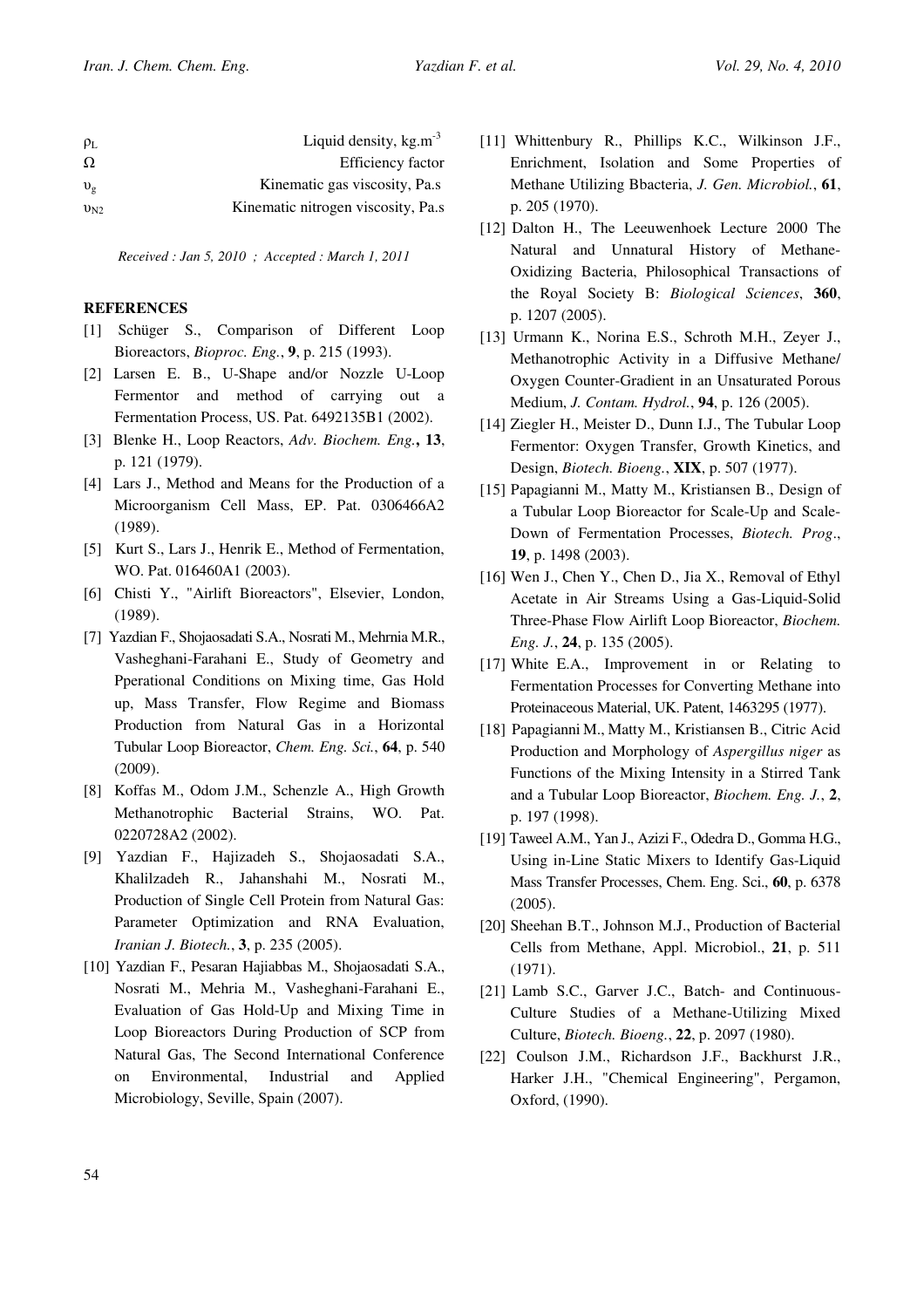| | |
|---|---|
| $\rho_L$ | Liquid density, kg.m$^{-3}$ |
| $\Omega$ | Efficiency factor |
| $\upsilon_g$ | Kinematic gas viscosity, Pa.s |
| $\upsilon_{N2}$ | Kinematic nitrogen viscosity, Pa.s |

*Received : Jan 5, 2010 ; Accepted : March 1, 2011*

**REFERENCES**

[1] Schüger S., Comparison of Different Loop Bioreactors, *Bioproc. Eng.*, **9**, p. 215 (1993).

[2] Larsen E. B., U-Shape and/or Nozzle U-Loop Fermentor and method of carrying out a Fermentation Process, US. Pat. 6492135B1 (2002).

[3] Blenke H., Loop Reactors, *Adv. Biochem. Eng.*, **13**, p. 121 (1979).

[4] Lars J., Method and Means for the Production of a Microorganism Cell Mass, EP. Pat. 0306466A2 (1989).

[5] Kurt S., Lars J., Henrik E., Method of Fermentation, WO. Pat. 016460A1 (2003).

[6] Chisti Y., "Airlift Bioreactors", Elsevier, London, (1989).

[7] Yazdian F., Shojaosadati S.A., Nosrati M., Mehrnia M.R., Vasheghani-Farahani E., Study of Geometry and Pperational Conditions on Mixing time, Gas Hold up, Mass Transfer, Flow Regime and Biomass Production from Natural Gas in a Horizontal Tubular Loop Bioreactor, *Chem. Eng. Sci.*, **64**, p. 540 (2009).

[8] Koffas M., Odom J.M., Schenzle A., High Growth Methanotrophic Bacterial Strains, WO. Pat. 0220728A2 (2002).

[9] Yazdian F., Hajizadeh S., Shojaosadati S.A., Khalilzadeh R., Jahanshahi M., Nosrati M., Production of Single Cell Protein from Natural Gas: Parameter Optimization and RNA Evaluation, *Iranian J. Biotech.*, **3**, p. 235 (2005).

[10] Yazdian F., Pesaran Hajiabbas M., Shojaosadati S.A., Nosrati M., Mehria M., Vasheghani-Farahani E., Evaluation of Gas Hold-Up and Mixing Time in Loop Bioreactors During Production of SCP from Natural Gas, The Second International Conference on Environmental, Industrial and Applied Microbiology, Seville, Spain (2007).

[11] Whittenbury R., Phillips K.C., Wilkinson J.F., Enrichment, Isolation and Some Properties of Methane Utilizing Bbacteria, *J. Gen. Microbiol.*, **61**, p. 205 (1970).

[12] Dalton H., The Leeuwenhoek Lecture 2000 The Natural and Unnatural History of Methane-Oxidizing Bacteria, Philosophical Transactions of the Royal Society B: *Biological Sciences*, **360**, p. 1207 (2005).

[13] Urmann K., Norina E.S., Schroth M.H., Zeyer J., Methanotrophic Activity in a Diffusive Methane/ Oxygen Counter-Gradient in an Unsaturated Porous Medium, *J. Contam. Hydrol.*, **94**, p. 126 (2005).

[14] Ziegler H., Meister D., Dunn I.J., The Tubular Loop Fermentor: Oxygen Transfer, Growth Kinetics, and Design, *Biotech. Bioeng.*, **XIX**, p. 507 (1977).

[15] Papagianni M., Matty M., Kristiansen B., Design of a Tubular Loop Bioreactor for Scale-Up and Scale-Down of Fermentation Processes, *Biotech. Prog*., **19**, p. 1498 (2003).

[16] Wen J., Chen Y., Chen D., Jia X., Removal of Ethyl Acetate in Air Streams Using a Gas-Liquid-Solid Three-Phase Flow Airlift Loop Bioreactor, *Biochem. Eng. J.*, **24**, p. 135 (2005).

[17] White E.A., Improvement in or Relating to Fermentation Processes for Converting Methane into Proteinaceous Material, UK. Patent, 1463295 (1977).

[18] Papagianni M., Matty M., Kristiansen B., Citric Acid Production and Morphology of *Aspergillus niger* as Functions of the Mixing Intensity in a Stirred Tank and a Tubular Loop Bioreactor, *Biochem. Eng. J.*, **2**, p. 197 (1998).

[19] Taweel A.M., Yan J., Azizi F., Odedra D., Gomma H.G., Using in-Line Static Mixers to Identify Gas-Liquid Mass Transfer Processes, Chem. Eng. Sci., **60**, p. 6378 (2005).

[20] Sheehan B.T., Johnson M.J., Production of Bacterial Cells from Methane, Appl. Microbiol., **21**, p. 511 (1971).

[21] Lamb S.C., Garver J.C., Batch- and Continuous-Culture Studies of a Methane-Utilizing Mixed Culture, *Biotech. Bioeng.*, **22**, p. 2097 (1980).

[22] Coulson J.M., Richardson J.F., Backhurst J.R., Harker J.H., "Chemical Engineering", Pergamon, Oxford, (1990).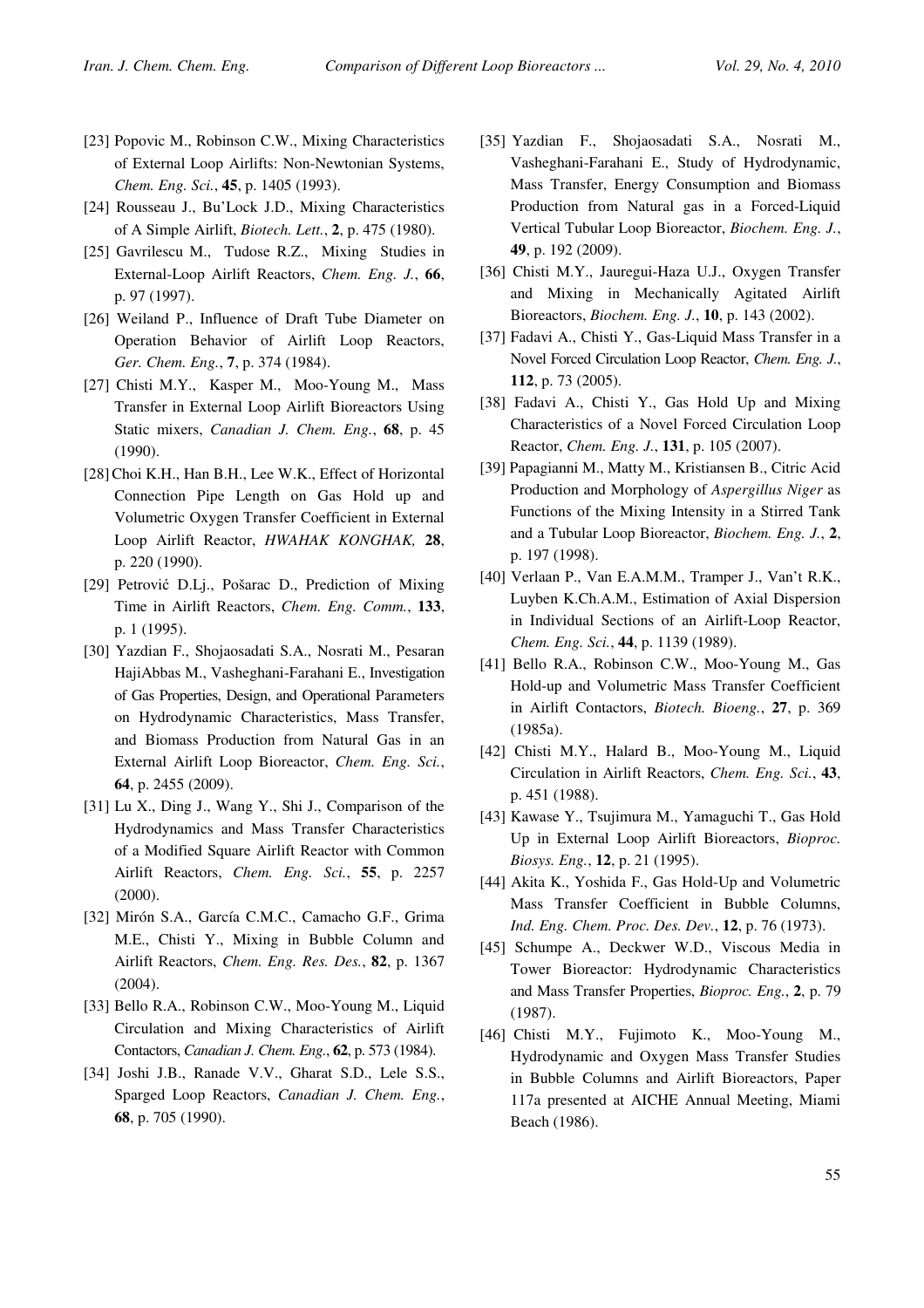[23] Popovic M., Robinson C.W., Mixing Characteristics of External Loop Airlifts: Non-Newtonian Systems, *Chem. Eng. Sci.*, **45**, p. 1405 (1993).

[24] Rousseau J., Bu'Lock J.D., Mixing Characteristics of A Simple Airlift, *Biotech. Lett.*, **2**, p. 475 (1980).

[25] Gavrilescu M., Tudose R.Z., Mixing Studies in External-Loop Airlift Reactors, *Chem. Eng. J.*, **66**, p. 97 (1997).

[26] Weiland P., Influence of Draft Tube Diameter on Operation Behavior of Airlift Loop Reactors, *Ger. Chem. Eng.*, **7**, p. 374 (1984).

[27] Chisti M.Y., Kasper M., Moo-Young M., Mass Transfer in External Loop Airlift Bioreactors Using Static mixers, *Canadian J. Chem. Eng.*, **68**, p. 45 (1990).

[28] Choi K.H., Han B.H., Lee W.K., Effect of Horizontal Connection Pipe Length on Gas Hold up and Volumetric Oxygen Transfer Coefficient in External Loop Airlift Reactor, *HWAHAK KONGHAK,* **28**, p. 220 (1990).

[29] Petrović D.Lj., Pošarac D., Prediction of Mixing Time in Airlift Reactors, *Chem. Eng. Comm.*, **133**, p. 1 (1995).

[30] Yazdian F., Shojaosadati S.A., Nosrati M., Pesaran HajiAbbas M., Vasheghani-Farahani E., Investigation of Gas Properties, Design, and Operational Parameters on Hydrodynamic Characteristics, Mass Transfer, and Biomass Production from Natural Gas in an External Airlift Loop Bioreactor, *Chem. Eng. Sci.*, **64**, p. 2455 (2009).

[31] Lu X., Ding J., Wang Y., Shi J., Comparison of the Hydrodynamics and Mass Transfer Characteristics of a Modified Square Airlift Reactor with Common Airlift Reactors, *Chem. Eng. Sci.*, **55**, p. 2257 (2000).

[32] Mirón S.A., García C.M.C., Camacho G.F., Grima M.E., Chisti Y., Mixing in Bubble Column and Airlift Reactors, *Chem. Eng. Res. Des.*, **82**, p. 1367 (2004).

[33] Bello R.A., Robinson C.W., Moo-Young M., Liquid Circulation and Mixing Characteristics of Airlift Contactors, *Canadian J. Chem. Eng.*, **62**, p. 573 (1984).

[34] Joshi J.B., Ranade V.V., Gharat S.D., Lele S.S., Sparged Loop Reactors, *Canadian J. Chem. Eng.*, **68**, p. 705 (1990).

[35] Yazdian F., Shojaosadati S.A., Nosrati M., Vasheghani-Farahani E., Study of Hydrodynamic, Mass Transfer, Energy Consumption and Biomass Production from Natural gas in a Forced-Liquid Vertical Tubular Loop Bioreactor, *Biochem. Eng. J.*, **49**, p. 192 (2009).

[36] Chisti M.Y., Jauregui-Haza U.J., Oxygen Transfer and Mixing in Mechanically Agitated Airlift Bioreactors, *Biochem. Eng. J.*, **10**, p. 143 (2002).

[37] Fadavi A., Chisti Y., Gas-Liquid Mass Transfer in a Novel Forced Circulation Loop Reactor, *Chem. Eng. J.*, **112**, p. 73 (2005).

[38] Fadavi A., Chisti Y., Gas Hold Up and Mixing Characteristics of a Novel Forced Circulation Loop Reactor, *Chem. Eng. J.*, **131**, p. 105 (2007).

[39] Papagianni M., Matty M., Kristiansen B., Citric Acid Production and Morphology of *Aspergillus Niger* as Functions of the Mixing Intensity in a Stirred Tank and a Tubular Loop Bioreactor, *Biochem. Eng. J.*, **2**, p. 197 (1998).

[40] Verlaan P., Van E.A.M.M., Tramper J., Van't R.K., Luyben K.Ch.A.M., Estimation of Axial Dispersion in Individual Sections of an Airlift-Loop Reactor, *Chem. Eng. Sci.*, **44**, p. 1139 (1989).

[41] Bello R.A., Robinson C.W., Moo-Young M., Gas Hold-up and Volumetric Mass Transfer Coefficient in Airlift Contactors, *Biotech. Bioeng.*, **27**, p. 369 (1985a).

[42] Chisti M.Y., Halard B., Moo-Young M., Liquid Circulation in Airlift Reactors, *Chem. Eng. Sci.*, **43**, p. 451 (1988).

[43] Kawase Y., Tsujimura M., Yamaguchi T., Gas Hold Up in External Loop Airlift Bioreactors, *Bioproc. Biosys. Eng.*, **12**, p. 21 (1995).

[44] Akita K., Yoshida F., Gas Hold-Up and Volumetric Mass Transfer Coefficient in Bubble Columns, *Ind. Eng. Chem. Proc. Des. Dev.*, **12**, p. 76 (1973).

[45] Schumpe A., Deckwer W.D., Viscous Media in Tower Bioreactor: Hydrodynamic Characteristics and Mass Transfer Properties, *Bioproc. Eng.*, **2**, p. 79 (1987).

[46] Chisti M.Y., Fujimoto K., Moo-Young M., Hydrodynamic and Oxygen Mass Transfer Studies in Bubble Columns and Airlift Bioreactors, Paper 117a presented at AICHE Annual Meeting, Miami Beach (1986).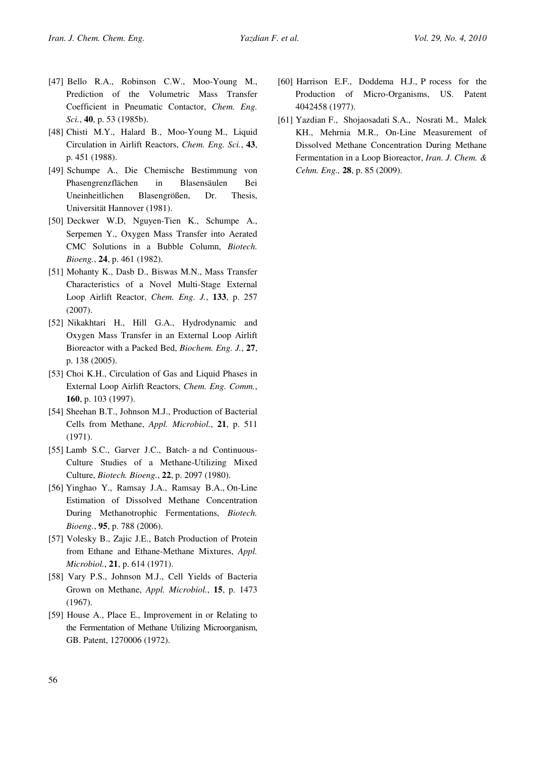[47] Bello R.A., Robinson C.W., Moo-Young M., Prediction of the Volumetric Mass Transfer Coefficient in Pneumatic Contactor, *Chem. Eng. Sci.*, **40**, p. 53 (1985b).

[48] Chisti M.Y., Halard B., Moo-Young M., Liquid Circulation in Airlift Reactors, *Chem. Eng. Sci.*, **43**, p. 451 (1988).

[49] Schumpe A., Die Chemische Bestimmung von Phasengrenzflächen in Blasensäulen Bei Uneinheitlichen Blasengrößen, Dr. Thesis, Universität Hannover (1981).

[50] Deckwer W.D, Nguyen-Tien K., Schumpe A., Serpemen Y., Oxygen Mass Transfer into Aerated CMC Solutions in a Bubble Column, *Biotech. Bioeng.*, **24**, p. 461 (1982).

[51] Mohanty K., Dasb D., Biswas M.N., Mass Transfer Characteristics of a Novel Multi-Stage External Loop Airlift Reactor, *Chem. Eng. J.*, **133**, p. 257 (2007).

[52] Nikakhtari H., Hill G.A., Hydrodynamic and Oxygen Mass Transfer in an External Loop Airlift Bioreactor with a Packed Bed, *Biochem. Eng. J.*, **27**, p. 138 (2005).

[53] Choi K.H., Circulation of Gas and Liquid Phases in External Loop Airlift Reactors, *Chem. Eng. Comm.*, **160**, p. 103 (1997).

[54] Sheehan B.T., Johnson M.J., Production of Bacterial Cells from Methane, *Appl. Microbiol.*, **21**, p. 511 (1971).

[55] Lamb S.C., Garver J.C., Batch- a nd Continuous-Culture Studies of a Methane-Utilizing Mixed Culture, *Biotech. Bioeng.*, **22**, p. 2097 (1980).

[56] Yinghao Y., Ramsay J.A., Ramsay B.A., On-Line Estimation of Dissolved Methane Concentration During Methanotrophic Fermentations, *Biotech. Bioeng.*, **95**, p. 788 (2006).

[57] Volesky B., Zajic J.E., Batch Production of Protein from Ethane and Ethane-Methane Mixtures, *Appl. Microbiol.*, **21**, p. 614 (1971).

[58] Vary P.S., Johnson M.J., Cell Yields of Bacteria Grown on Methane, *Appl. Microbiol.*, **15**, p. 1473 (1967).

[59] House A., Place E., Improvement in or Relating to the Fermentation of Methane Utilizing Microorganism, GB. Patent, 1270006 (1972).

[60] Harrison E.F., Doddema H.J., P rocess for the Production of Micro-Organisms, US. Patent 4042458 (1977).

[61] Yazdian F., Shojaosadati S.A., Nosrati M., Malek KH., Mehrnia M.R., On-Line Measurement of Dissolved Methane Concentration During Methane Fermentation in a Loop Bioreactor, *Iran. J. Chem. & Cehm. Eng.,* **28**, p. 85 (2009).